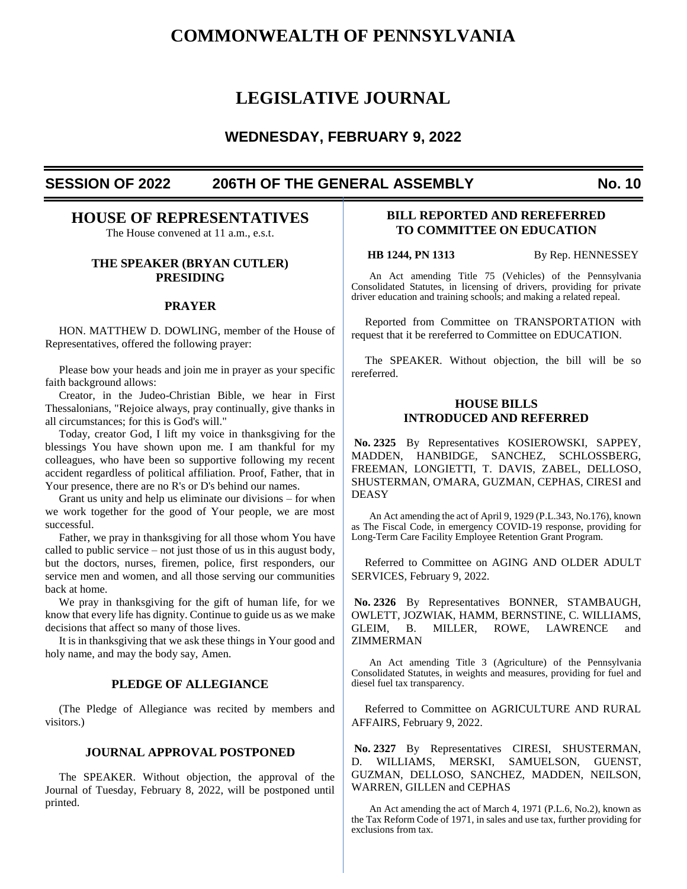# COMMONWEALTH OF PENNSYLVANIA

# LEGISLATIVE JOURNAL

## WEDNESDAY, FEBRUARY 9, 2022

**SESSION OF 2022 — 206TH OF THE GENERAL ASSEMBLY — No. 10**

## HOUSE OF REPRESENTATIVES

The House convened at 11 a.m., e.s.t.

### THE SPEAKER (BRYAN CUTLER) PRESIDING

### PRAYER

HON. MATTHEW D. DOWLING, member of the House of Representatives, offered the following prayer:

Please bow your heads and join me in prayer as your specific faith background allows:

Creator, in the Judeo-Christian Bible, we hear in First Thessalonians, "Rejoice always, pray continually, give thanks in all circumstances; for this is God's will."

Today, creator God, I lift my voice in thanksgiving for the blessings You have shown upon me. I am thankful for my colleagues, who have been so supportive following my recent accident regardless of political affiliation. Proof, Father, that in Your presence, there are no R's or D's behind our names.

Grant us unity and help us eliminate our divisions – for when we work together for the good of Your people, we are most successful.

Father, we pray in thanksgiving for all those whom You have called to public service – not just those of us in this august body, but the doctors, nurses, firemen, police, first responders, our service men and women, and all those serving our communities back at home.

We pray in thanksgiving for the gift of human life, for we know that every life has dignity. Continue to guide us as we make decisions that affect so many of those lives.

It is in thanksgiving that we ask these things in Your good and holy name, and may the body say, Amen.

### PLEDGE OF ALLEGIANCE

(The Pledge of Allegiance was recited by members and visitors.)

### JOURNAL APPROVAL POSTPONED

The SPEAKER. Without objection, the approval of the Journal of Tuesday, February 8, 2022, will be postponed until printed.

### BILL REPORTED AND REREFERRED TO COMMITTEE ON EDUCATION

**HB 1244, PN 1313** By Rep. HENNESSEY

An Act amending Title 75 (Vehicles) of the Pennsylvania Consolidated Statutes, in licensing of drivers, providing for private driver education and training schools; and making a related repeal.

Reported from Committee on TRANSPORTATION with request that it be rereferred to Committee on EDUCATION.

The SPEAKER. Without objection, the bill will be so rereferred.

### HOUSE BILLS INTRODUCED AND REFERRED

**No. 2325** By Representatives KOSIEROWSKI, SAPPEY, MADDEN, HANBIDGE, SANCHEZ, SCHLOSSBERG, FREEMAN, LONGIETTI, T. DAVIS, ZABEL, DELLOSO, SHUSTERMAN, O'MARA, GUZMAN, CEPHAS, CIRESI and DEASY

An Act amending the act of April 9, 1929 (P.L.343, No.176), known as The Fiscal Code, in emergency COVID-19 response, providing for Long-Term Care Facility Employee Retention Grant Program.

Referred to Committee on AGING AND OLDER ADULT SERVICES, February 9, 2022.

**No. 2326** By Representatives BONNER, STAMBAUGH, OWLETT, JOZWIAK, HAMM, BERNSTINE, C. WILLIAMS, GLEIM, B. MILLER, ROWE, LAWRENCE and ZIMMERMAN

An Act amending Title 3 (Agriculture) of the Pennsylvania Consolidated Statutes, in weights and measures, providing for fuel and diesel fuel tax transparency.

Referred to Committee on AGRICULTURE AND RURAL AFFAIRS, February 9, 2022.

**No. 2327** By Representatives CIRESI, SHUSTERMAN, D. WILLIAMS, MERSKI, SAMUELSON, GUENST, GUZMAN, DELLOSO, SANCHEZ, MADDEN, NEILSON, WARREN, GILLEN and CEPHAS

An Act amending the act of March 4, 1971 (P.L.6, No.2), known as the Tax Reform Code of 1971, in sales and use tax, further providing for exclusions from tax.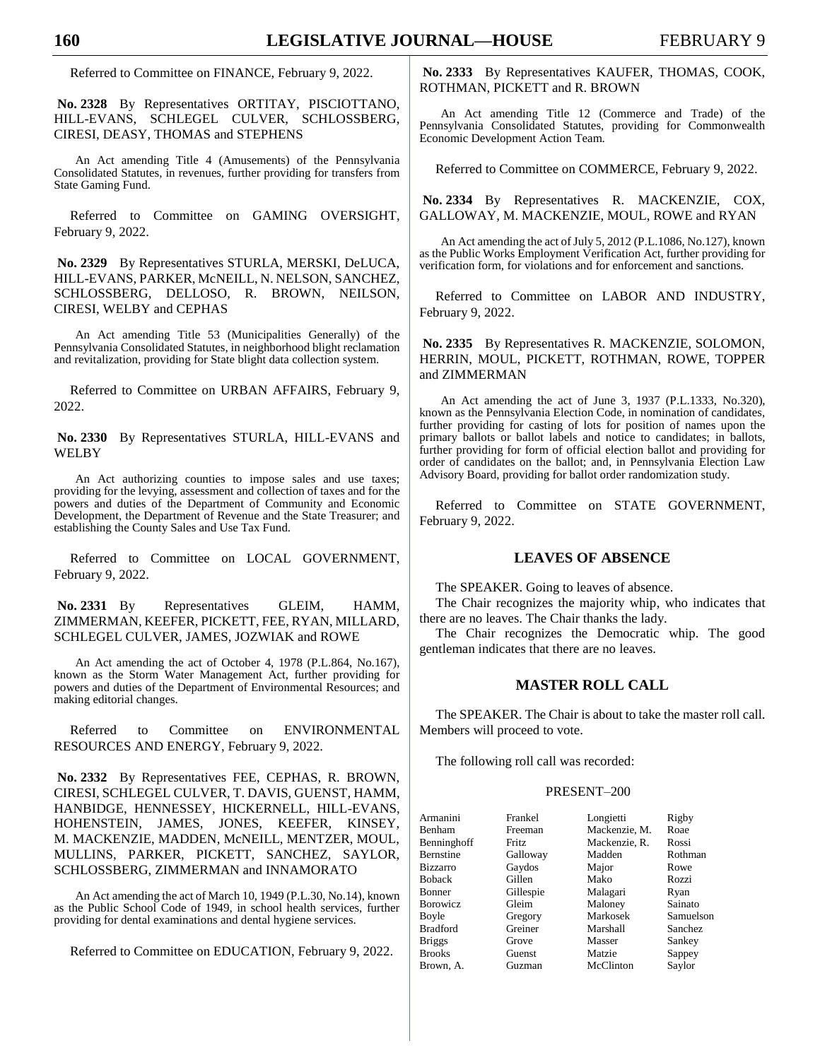Referred to Committee on FINANCE, February 9, 2022.

**No. 2328** By Representatives ORTITAY, PISCIOTTANO, HILL-EVANS, SCHLEGEL CULVER, SCHLOSSBERG, CIRESI, DEASY, THOMAS and STEPHENS

An Act amending Title 4 (Amusements) of the Pennsylvania Consolidated Statutes, in revenues, further providing for transfers from State Gaming Fund.

Referred to Committee on GAMING OVERSIGHT, February 9, 2022.

**No. 2329** By Representatives STURLA, MERSKI, DeLUCA, HILL-EVANS, PARKER, McNEILL, N. NELSON, SANCHEZ, SCHLOSSBERG, DELLOSO, R. BROWN, NEILSON, CIRESI, WELBY and CEPHAS

An Act amending Title 53 (Municipalities Generally) of the Pennsylvania Consolidated Statutes, in neighborhood blight reclamation and revitalization, providing for State blight data collection system.

Referred to Committee on URBAN AFFAIRS, February 9, 2022.

**No. 2330** By Representatives STURLA, HILL-EVANS and WELBY

An Act authorizing counties to impose sales and use taxes; providing for the levying, assessment and collection of taxes and for the powers and duties of the Department of Community and Economic Development, the Department of Revenue and the State Treasurer; and establishing the County Sales and Use Tax Fund.

Referred to Committee on LOCAL GOVERNMENT, February 9, 2022.

**No. 2331** By Representatives GLEIM, HAMM, ZIMMERMAN, KEEFER, PICKETT, FEE, RYAN, MILLARD, SCHLEGEL CULVER, JAMES, JOZWIAK and ROWE

An Act amending the act of October 4, 1978 (P.L.864, No.167), known as the Storm Water Management Act, further providing for powers and duties of the Department of Environmental Resources; and making editorial changes.

Referred to Committee on ENVIRONMENTAL RESOURCES AND ENERGY, February 9, 2022.

**No. 2332** By Representatives FEE, CEPHAS, R. BROWN, CIRESI, SCHLEGEL CULVER, T. DAVIS, GUENST, HAMM, HANBIDGE, HENNESSEY, HICKERNELL, HILL-EVANS, HOHENSTEIN, JAMES, JONES, KEEFER, KINSEY, M. MACKENZIE, MADDEN, McNEILL, MENTZER, MOUL, MULLINS, PARKER, PICKETT, SANCHEZ, SAYLOR, SCHLOSSBERG, ZIMMERMAN and INNAMORATO

An Act amending the act of March 10, 1949 (P.L.30, No.14), known as the Public School Code of 1949, in school health services, further providing for dental examinations and dental hygiene services.

Referred to Committee on EDUCATION, February 9, 2022.

**No. 2333** By Representatives KAUFER, THOMAS, COOK, ROTHMAN, PICKETT and R. BROWN

An Act amending Title 12 (Commerce and Trade) of the Pennsylvania Consolidated Statutes, providing for Commonwealth Economic Development Action Team.

Referred to Committee on COMMERCE, February 9, 2022.

**No. 2334** By Representatives R. MACKENZIE, COX, GALLOWAY, M. MACKENZIE, MOUL, ROWE and RYAN

An Act amending the act of July 5, 2012 (P.L.1086, No.127), known as the Public Works Employment Verification Act, further providing for verification form, for violations and for enforcement and sanctions.

Referred to Committee on LABOR AND INDUSTRY, February 9, 2022.

**No. 2335** By Representatives R. MACKENZIE, SOLOMON, HERRIN, MOUL, PICKETT, ROTHMAN, ROWE, TOPPER and ZIMMERMAN

An Act amending the act of June 3, 1937 (P.L.1333, No.320), known as the Pennsylvania Election Code, in nomination of candidates, further providing for casting of lots for position of names upon the primary ballots or ballot labels and notice to candidates; in ballots, further providing for form of official election ballot and providing for order of candidates on the ballot; and, in Pennsylvania Election Law Advisory Board, providing for ballot order randomization study.

Referred to Committee on STATE GOVERNMENT, February 9, 2022.

## LEAVES OF ABSENCE

The SPEAKER. Going to leaves of absence.

The Chair recognizes the majority whip, who indicates that there are no leaves. The Chair thanks the lady.

The Chair recognizes the Democratic whip. The good gentleman indicates that there are no leaves.

## MASTER ROLL CALL

The SPEAKER. The Chair is about to take the master roll call. Members will proceed to vote.

The following roll call was recorded:

PRESENT–200

| | | | |
|---|---|---|---|
| Armanini | Frankel | Longietti | Rigby |
| Benham | Freeman | Mackenzie, M. | Roae |
| Benninghoff | Fritz | Mackenzie, R. | Rossi |
| Bernstine | Galloway | Madden | Rothman |
| Bizzarro | Gaydos | Major | Rowe |
| Boback | Gillen | Mako | Rozzi |
| Bonner | Gillespie | Malagari | Ryan |
| Borowicz | Gleim | Maloney | Sainato |
| Boyle | Gregory | Markosek | Samuelson |
| Bradford | Greiner | Marshall | Sanchez |
| Briggs | Grove | Masser | Sankey |
| Brooks | Guenst | Matzie | Sappey |
| Brown, A. | Guzman | McClinton | Saylor |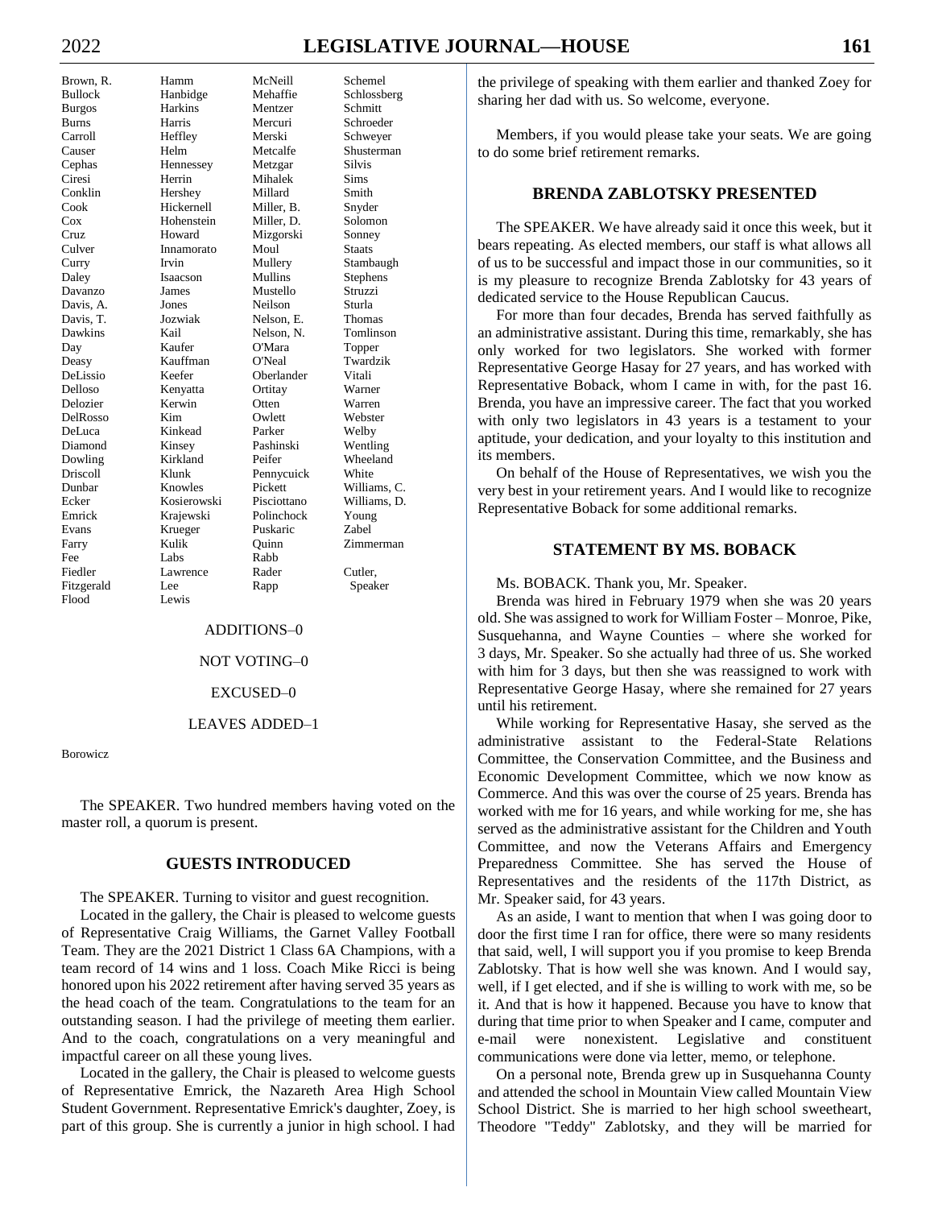| | | | |
|---|---|---|---|
| Brown, R. | Hamm | McNeill | Schemel |
| Bullock | Hanbidge | Mehaffie | Schlossberg |
| Burgos | Harkins | Mentzer | Schmitt |
| Burns | Harris | Mercuri | Schroeder |
| Carroll | Heffley | Merski | Schweyer |
| Causer | Helm | Metcalfe | Shusterman |
| Cephas | Hennessey | Metzgar | Silvis |
| Ciresi | Herrin | Mihalek | Sims |
| Conklin | Hershey | Millard | Smith |
| Cook | Hickernell | Miller, B. | Snyder |
| Cox | Hohenstein | Miller, D. | Solomon |
| Cruz | Howard | Mizgorski | Sonney |
| Culver | Innamorato | Moul | Staats |
| Curry | Irvin | Mullery | Stambaugh |
| Daley | Isaacson | Mullins | Stephens |
| Davanzo | James | Mustello | Struzzi |
| Davis, A. | Jones | Neilson | Sturla |
| Davis, T. | Jozwiak | Nelson, E. | Thomas |
| Dawkins | Kail | Nelson, N. | Tomlinson |
| Day | Kaufer | O'Mara | Topper |
| Deasy | Kauffman | O'Neal | Twardzik |
| DeLissio | Keefer | Oberlander | Vitali |
| Delloso | Kenyatta | Ortitay | Warner |
| Delozier | Kerwin | Otten | Warren |
| DelRosso | Kim | Owlett | Webster |
| DeLuca | Kinkead | Parker | Welby |
| Diamond | Kinsey | Pashinski | Wentling |
| Dowling | Kirkland | Peifer | Wheeland |
| Driscoll | Klunk | Pennycuick | White |
| Dunbar | Knowles | Pickett | Williams, C. |
| Ecker | Kosierowski | Pisciottano | Williams, D. |
| Emrick | Krajewski | Polinchock | Young |
| Evans | Krueger | Puskaric | Zabel |
| Farry | Kulik | Quinn | Zimmerman |
| Fee | Labs | Rabb | |
| Fiedler | Lawrence | Rader | Cutler, |
| Fitzgerald | Lee | Rapp | Speaker |
| Flood | Lewis | | |

ADDITIONS–0

NOT VOTING–0

EXCUSED–0

LEAVES ADDED–1

Borowicz

The SPEAKER. Two hundred members having voted on the master roll, a quorum is present.

## GUESTS INTRODUCED

The SPEAKER. Turning to visitor and guest recognition.

Located in the gallery, the Chair is pleased to welcome guests of Representative Craig Williams, the Garnet Valley Football Team. They are the 2021 District 1 Class 6A Champions, with a team record of 14 wins and 1 loss. Coach Mike Ricci is being honored upon his 2022 retirement after having served 35 years as the head coach of the team. Congratulations to the team for an outstanding season. I had the privilege of meeting them earlier. And to the coach, congratulations on a very meaningful and impactful career on all these young lives.

Located in the gallery, the Chair is pleased to welcome guests of Representative Emrick, the Nazareth Area High School Student Government. Representative Emrick's daughter, Zoey, is part of this group. She is currently a junior in high school. I had the privilege of speaking with them earlier and thanked Zoey for sharing her dad with us. So welcome, everyone.

Members, if you would please take your seats. We are going to do some brief retirement remarks.

## BRENDA ZABLOTSKY PRESENTED

The SPEAKER. We have already said it once this week, but it bears repeating. As elected members, our staff is what allows all of us to be successful and impact those in our communities, so it is my pleasure to recognize Brenda Zablotsky for 43 years of dedicated service to the House Republican Caucus.

For more than four decades, Brenda has served faithfully as an administrative assistant. During this time, remarkably, she has only worked for two legislators. She worked with former Representative George Hasay for 27 years, and has worked with Representative Boback, whom I came in with, for the past 16. Brenda, you have an impressive career. The fact that you worked with only two legislators in 43 years is a testament to your aptitude, your dedication, and your loyalty to this institution and its members.

On behalf of the House of Representatives, we wish you the very best in your retirement years. And I would like to recognize Representative Boback for some additional remarks.

## STATEMENT BY MS. BOBACK

Ms. BOBACK. Thank you, Mr. Speaker.

Brenda was hired in February 1979 when she was 20 years old. She was assigned to work for William Foster – Monroe, Pike, Susquehanna, and Wayne Counties – where she worked for 3 days, Mr. Speaker. So she actually had three of us. She worked with him for 3 days, but then she was reassigned to work with Representative George Hasay, where she remained for 27 years until his retirement.

While working for Representative Hasay, she served as the administrative assistant to the Federal-State Relations Committee, the Conservation Committee, and the Business and Economic Development Committee, which we now know as Commerce. And this was over the course of 25 years. Brenda has worked with me for 16 years, and while working for me, she has served as the administrative assistant for the Children and Youth Committee, and now the Veterans Affairs and Emergency Preparedness Committee. She has served the House of Representatives and the residents of the 117th District, as Mr. Speaker said, for 43 years.

As an aside, I want to mention that when I was going door to door the first time I ran for office, there were so many residents that said, well, I will support you if you promise to keep Brenda Zablotsky. That is how well she was known. And I would say, well, if I get elected, and if she is willing to work with me, so be it. And that is how it happened. Because you have to know that during that time prior to when Speaker and I came, computer and e-mail were nonexistent. Legislative and constituent communications were done via letter, memo, or telephone.

On a personal note, Brenda grew up in Susquehanna County and attended the school in Mountain View called Mountain View School District. She is married to her high school sweetheart, Theodore "Teddy" Zablotsky, and they will be married for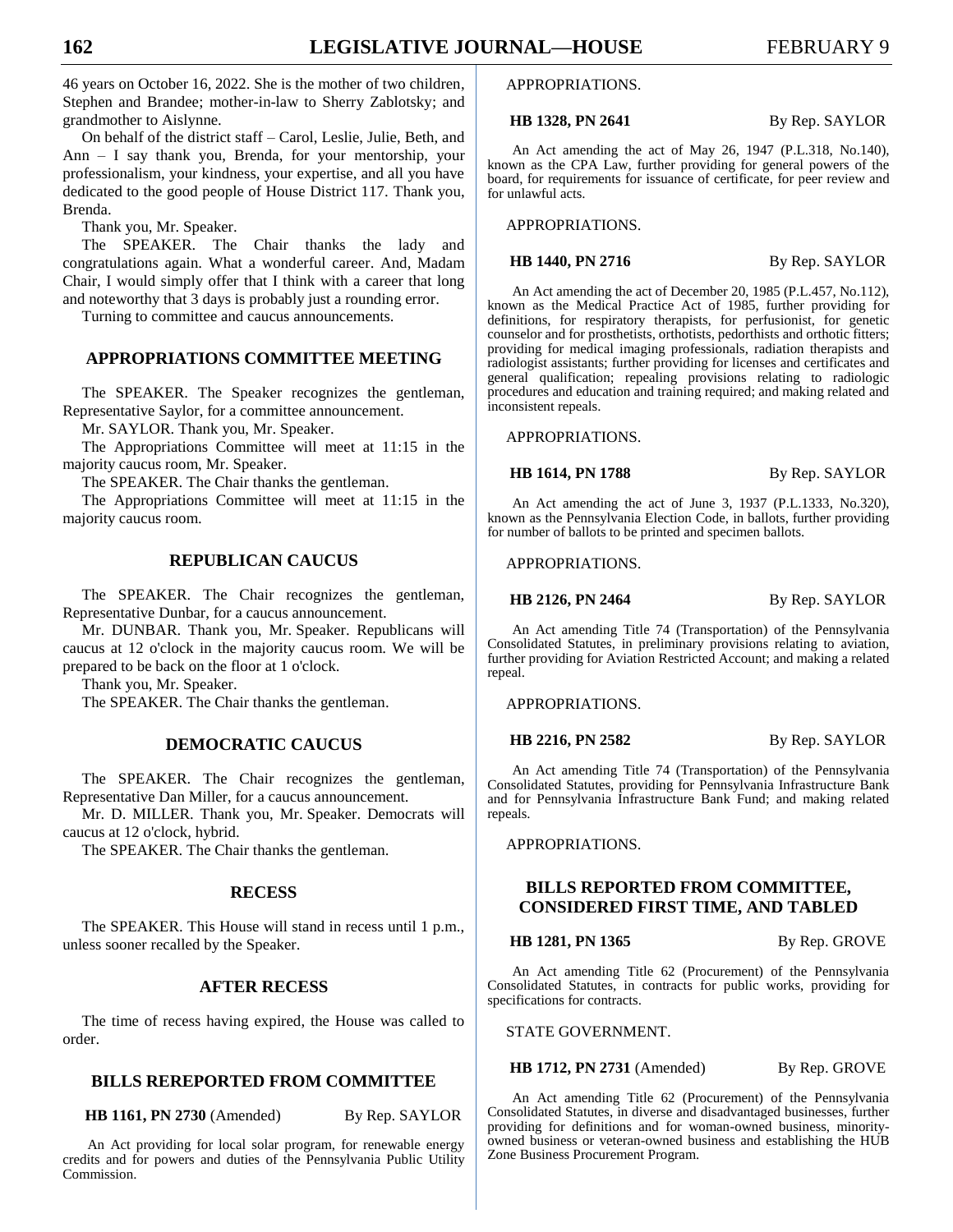46 years on October 16, 2022. She is the mother of two children, Stephen and Brandee; mother-in-law to Sherry Zablotsky; and grandmother to Aislynne.

On behalf of the district staff – Carol, Leslie, Julie, Beth, and Ann – I say thank you, Brenda, for your mentorship, your professionalism, your kindness, your expertise, and all you have dedicated to the good people of House District 117. Thank you, Brenda.

Thank you, Mr. Speaker.

The SPEAKER. The Chair thanks the lady and congratulations again. What a wonderful career. And, Madam Chair, I would simply offer that I think with a career that long and noteworthy that 3 days is probably just a rounding error.

Turning to committee and caucus announcements.

## APPROPRIATIONS COMMITTEE MEETING

The SPEAKER. The Speaker recognizes the gentleman, Representative Saylor, for a committee announcement.

Mr. SAYLOR. Thank you, Mr. Speaker.

The Appropriations Committee will meet at 11:15 in the majority caucus room, Mr. Speaker.

The SPEAKER. The Chair thanks the gentleman.

The Appropriations Committee will meet at 11:15 in the majority caucus room.

## REPUBLICAN CAUCUS

The SPEAKER. The Chair recognizes the gentleman, Representative Dunbar, for a caucus announcement.

Mr. DUNBAR. Thank you, Mr. Speaker. Republicans will caucus at 12 o'clock in the majority caucus room. We will be prepared to be back on the floor at 1 o'clock.

Thank you, Mr. Speaker.

The SPEAKER. The Chair thanks the gentleman.

## DEMOCRATIC CAUCUS

The SPEAKER. The Chair recognizes the gentleman, Representative Dan Miller, for a caucus announcement.

Mr. D. MILLER. Thank you, Mr. Speaker. Democrats will caucus at 12 o'clock, hybrid.

The SPEAKER. The Chair thanks the gentleman.

## RECESS

The SPEAKER. This House will stand in recess until 1 p.m., unless sooner recalled by the Speaker.

## AFTER RECESS

The time of recess having expired, the House was called to order.

## BILLS REREPORTED FROM COMMITTEE

**HB 1161, PN 2730** (Amended) By Rep. SAYLOR

An Act providing for local solar program, for renewable energy credits and for powers and duties of the Pennsylvania Public Utility Commission.

APPROPRIATIONS.

**HB 1328, PN 2641** By Rep. SAYLOR

An Act amending the act of May 26, 1947 (P.L.318, No.140), known as the CPA Law, further providing for general powers of the board, for requirements for issuance of certificate, for peer review and for unlawful acts.

APPROPRIATIONS.

**HB 1440, PN 2716** By Rep. SAYLOR

An Act amending the act of December 20, 1985 (P.L.457, No.112), known as the Medical Practice Act of 1985, further providing for definitions, for respiratory therapists, for perfusionist, for genetic counselor and for prosthetists, orthotists, pedorthists and orthotic fitters; providing for medical imaging professionals, radiation therapists and radiologist assistants; further providing for licenses and certificates and general qualification; repealing provisions relating to radiologic procedures and education and training required; and making related and inconsistent repeals.

APPROPRIATIONS.

**HB 1614, PN 1788** By Rep. SAYLOR

An Act amending the act of June 3, 1937 (P.L.1333, No.320), known as the Pennsylvania Election Code, in ballots, further providing for number of ballots to be printed and specimen ballots.

APPROPRIATIONS.

**HB 2126, PN 2464** By Rep. SAYLOR

An Act amending Title 74 (Transportation) of the Pennsylvania Consolidated Statutes, in preliminary provisions relating to aviation, further providing for Aviation Restricted Account; and making a related repeal.

APPROPRIATIONS.

**HB 2216, PN 2582** By Rep. SAYLOR

An Act amending Title 74 (Transportation) of the Pennsylvania Consolidated Statutes, providing for Pennsylvania Infrastructure Bank and for Pennsylvania Infrastructure Bank Fund; and making related repeals.

APPROPRIATIONS.

## BILLS REPORTED FROM COMMITTEE, CONSIDERED FIRST TIME, AND TABLED

**HB 1281, PN 1365** By Rep. GROVE

An Act amending Title 62 (Procurement) of the Pennsylvania Consolidated Statutes, in contracts for public works, providing for specifications for contracts.

STATE GOVERNMENT.

**HB 1712, PN 2731** (Amended) By Rep. GROVE

An Act amending Title 62 (Procurement) of the Pennsylvania Consolidated Statutes, in diverse and disadvantaged businesses, further providing for definitions and for woman-owned business, minority-owned business or veteran-owned business and establishing the HUB Zone Business Procurement Program.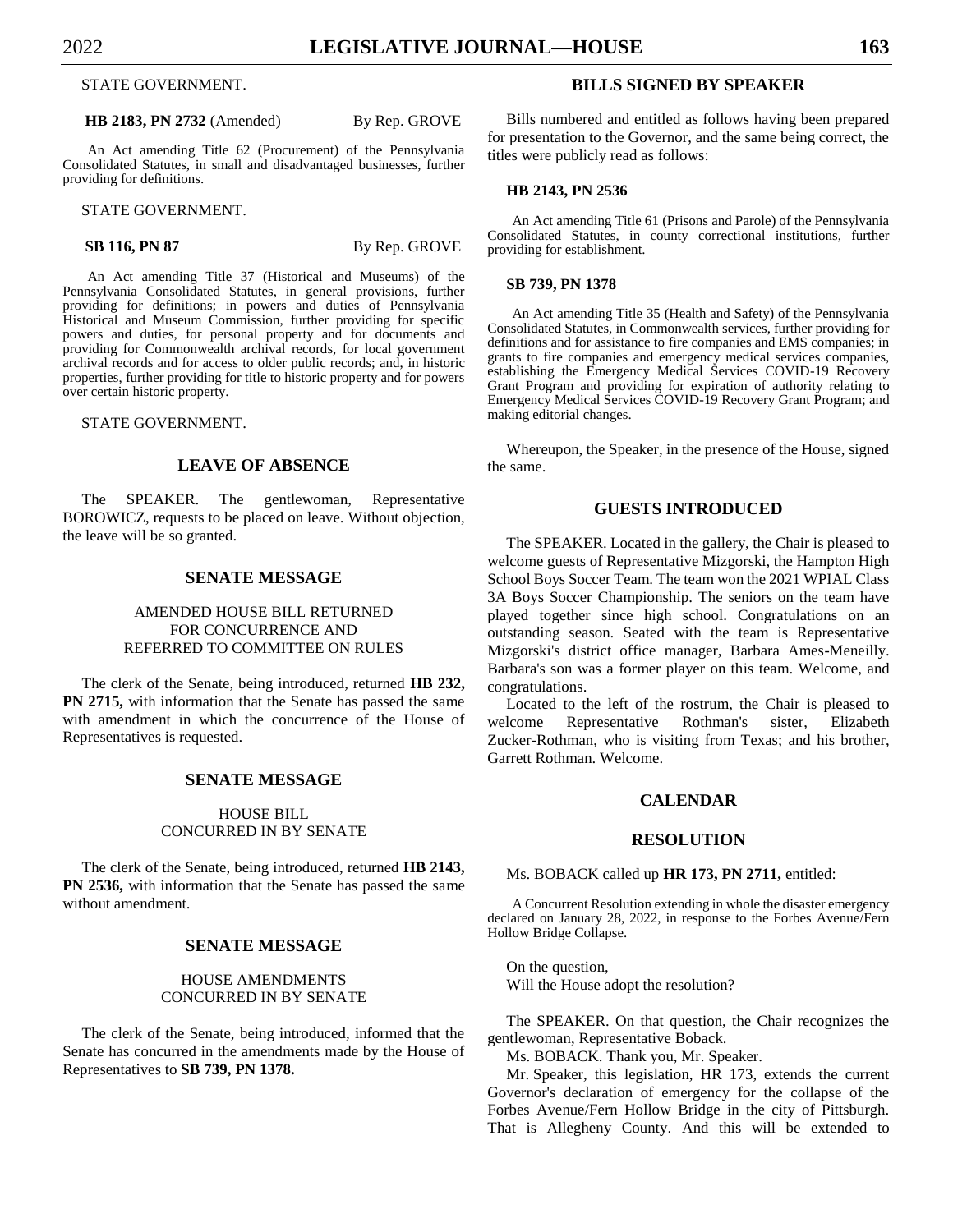STATE GOVERNMENT.

**HB 2183, PN 2732** (Amended) By Rep. GROVE

An Act amending Title 62 (Procurement) of the Pennsylvania Consolidated Statutes, in small and disadvantaged businesses, further providing for definitions.

STATE GOVERNMENT.

**SB 116, PN 87** By Rep. GROVE

An Act amending Title 37 (Historical and Museums) of the Pennsylvania Consolidated Statutes, in general provisions, further providing for definitions; in powers and duties of Pennsylvania Historical and Museum Commission, further providing for specific powers and duties, for personal property and for documents and providing for Commonwealth archival records, for local government archival records and for access to older public records; and, in historic properties, further providing for title to historic property and for powers over certain historic property.

STATE GOVERNMENT.

## LEAVE OF ABSENCE

The SPEAKER. The gentlewoman, Representative BOROWICZ, requests to be placed on leave. Without objection, the leave will be so granted.

## SENATE MESSAGE

### AMENDED HOUSE BILL RETURNED FOR CONCURRENCE AND REFERRED TO COMMITTEE ON RULES

The clerk of the Senate, being introduced, returned **HB 232, PN 2715,** with information that the Senate has passed the same with amendment in which the concurrence of the House of Representatives is requested.

## SENATE MESSAGE

### HOUSE BILL CONCURRED IN BY SENATE

The clerk of the Senate, being introduced, returned **HB 2143, PN 2536,** with information that the Senate has passed the same without amendment.

## SENATE MESSAGE

### HOUSE AMENDMENTS CONCURRED IN BY SENATE

The clerk of the Senate, being introduced, informed that the Senate has concurred in the amendments made by the House of Representatives to **SB 739, PN 1378.**

## BILLS SIGNED BY SPEAKER

Bills numbered and entitled as follows having been prepared for presentation to the Governor, and the same being correct, the titles were publicly read as follows:

**HB 2143, PN 2536**

An Act amending Title 61 (Prisons and Parole) of the Pennsylvania Consolidated Statutes, in county correctional institutions, further providing for establishment.

**SB 739, PN 1378**

An Act amending Title 35 (Health and Safety) of the Pennsylvania Consolidated Statutes, in Commonwealth services, further providing for definitions and for assistance to fire companies and EMS companies; in grants to fire companies and emergency medical services companies, establishing the Emergency Medical Services COVID-19 Recovery Grant Program and providing for expiration of authority relating to Emergency Medical Services COVID-19 Recovery Grant Program; and making editorial changes.

Whereupon, the Speaker, in the presence of the House, signed the same.

## GUESTS INTRODUCED

The SPEAKER. Located in the gallery, the Chair is pleased to welcome guests of Representative Mizgorski, the Hampton High School Boys Soccer Team. The team won the 2021 WPIAL Class 3A Boys Soccer Championship. The seniors on the team have played together since high school. Congratulations on an outstanding season. Seated with the team is Representative Mizgorski's district office manager, Barbara Ames-Meneilly. Barbara's son was a former player on this team. Welcome, and congratulations.

Located to the left of the rostrum, the Chair is pleased to welcome Representative Rothman's sister, Elizabeth Zucker-Rothman, who is visiting from Texas; and his brother, Garrett Rothman. Welcome.

## CALENDAR

## RESOLUTION

Ms. BOBACK called up **HR 173, PN 2711,** entitled:

A Concurrent Resolution extending in whole the disaster emergency declared on January 28, 2022, in response to the Forbes Avenue/Fern Hollow Bridge Collapse.

On the question,
Will the House adopt the resolution?

The SPEAKER. On that question, the Chair recognizes the gentlewoman, Representative Boback.

Ms. BOBACK. Thank you, Mr. Speaker.

Mr. Speaker, this legislation, HR 173, extends the current Governor's declaration of emergency for the collapse of the Forbes Avenue/Fern Hollow Bridge in the city of Pittsburgh. That is Allegheny County. And this will be extended to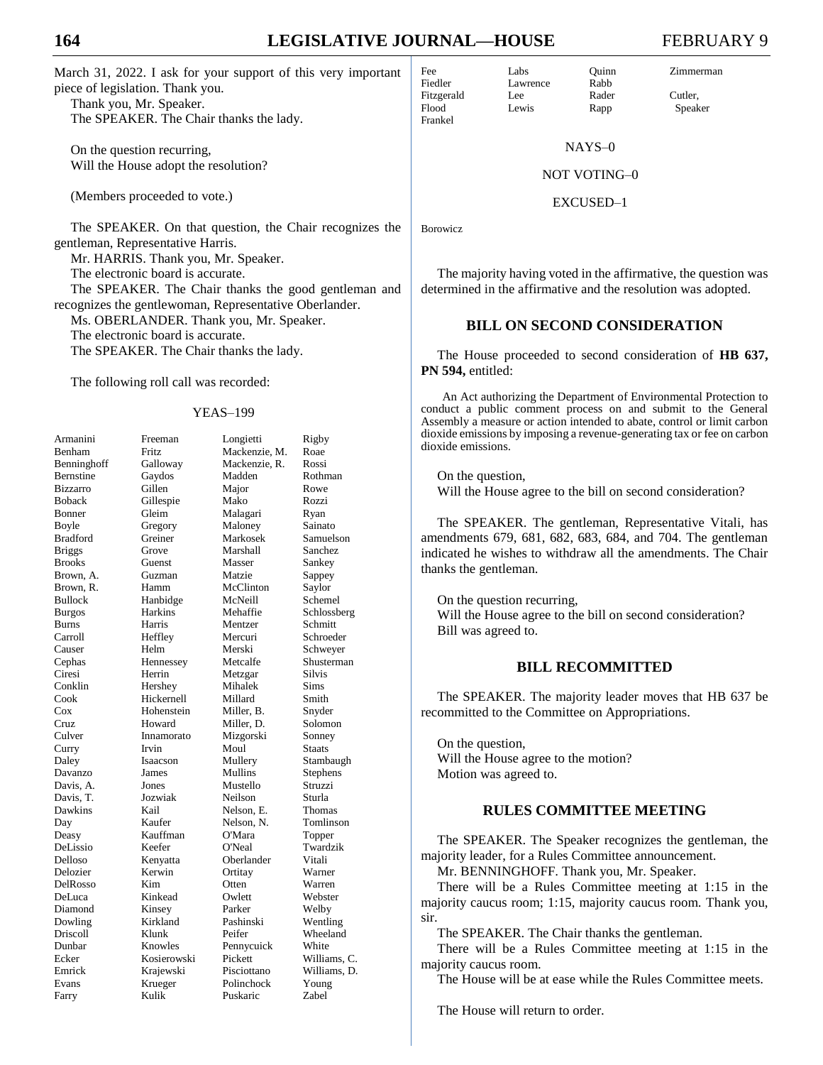March 31, 2022. I ask for your support of this very important piece of legislation. Thank you.

Thank you, Mr. Speaker.

The SPEAKER. The Chair thanks the lady.

On the question recurring,
Will the House adopt the resolution?

(Members proceeded to vote.)

The SPEAKER. On that question, the Chair recognizes the gentleman, Representative Harris.

Mr. HARRIS. Thank you, Mr. Speaker.

The electronic board is accurate.

The SPEAKER. The Chair thanks the good gentleman and recognizes the gentlewoman, Representative Oberlander.

Ms. OBERLANDER. Thank you, Mr. Speaker.

The electronic board is accurate.

The SPEAKER. The Chair thanks the lady.

The following roll call was recorded:

YEAS–199

| | | | |
|---|---|---|---|
| Armanini | Freeman | Longietti | Rigby |
| Benham | Fritz | Mackenzie, M. | Roae |
| Benninghoff | Galloway | Mackenzie, R. | Rossi |
| Bernstine | Gaydos | Madden | Rothman |
| Bizzarro | Gillen | Major | Rowe |
| Boback | Gillespie | Mako | Rozzi |
| Bonner | Gleim | Malagari | Ryan |
| Boyle | Gregory | Maloney | Sainato |
| Bradford | Greiner | Markosek | Samuelson |
| Briggs | Grove | Marshall | Sanchez |
| Brooks | Guenst | Masser | Sankey |
| Brown, A. | Guzman | Matzie | Sappey |
| Brown, R. | Hamm | McClinton | Saylor |
| Bullock | Hanbidge | McNeill | Schemel |
| Burgos | Harkins | Mehaffie | Schlossberg |
| Burns | Harris | Mentzer | Schmitt |
| Carroll | Heffley | Mercuri | Schroeder |
| Causer | Helm | Merski | Schweyer |
| Cephas | Hennessey | Metcalfe | Shusterman |
| Ciresi | Herrin | Metzgar | Silvis |
| Conklin | Hershey | Mihalek | Sims |
| Cook | Hickernell | Millard | Smith |
| Cox | Hohenstein | Miller, B. | Snyder |
| Cruz | Howard | Miller, D. | Solomon |
| Culver | Innamorato | Mizgorski | Sonney |
| Curry | Irvin | Moul | Staats |
| Daley | Isaacson | Mullery | Stambaugh |
| Davanzo | James | Mullins | Stephens |
| Davis, A. | Jones | Mustello | Struzzi |
| Davis, T. | Jozwiak | Neilson | Sturla |
| Dawkins | Kail | Nelson, E. | Thomas |
| Day | Kaufer | Nelson, N. | Tomlinson |
| Deasy | Kauffman | O'Mara | Topper |
| DeLissio | Keefer | O'Neal | Twardzik |
| Delloso | Kenyatta | Oberlander | Vitali |
| Delozier | Kerwin | Ortitay | Warner |
| DelRosso | Kim | Otten | Warren |
| DeLuca | Kinkead | Owlett | Webster |
| Diamond | Kinsey | Parker | Welby |
| Dowling | Kirkland | Pashinski | Wentling |
| Driscoll | Klunk | Peifer | Wheeland |
| Dunbar | Knowles | Pennycuick | White |
| Ecker | Kosierowski | Pickett | Williams, C. |
| Emrick | Krajewski | Pisciottano | Williams, D. |
| Evans | Krueger | Polinchock | Young |
| Farry | Kulik | Puskaric | Zabel |
| Fee | Labs | Quinn | Zimmerman |
| Fiedler | Lawrence | Rabb | |
| Fitzgerald | Lee | Rader | Cutler, |
| Flood | Lewis | Rapp | Speaker |
| Frankel | | | |

NAYS–0

NOT VOTING–0

EXCUSED–1

Borowicz

The majority having voted in the affirmative, the question was determined in the affirmative and the resolution was adopted.

## BILL ON SECOND CONSIDERATION

The House proceeded to second consideration of **HB 637, PN 594,** entitled:

An Act authorizing the Department of Environmental Protection to conduct a public comment process on and submit to the General Assembly a measure or action intended to abate, control or limit carbon dioxide emissions by imposing a revenue-generating tax or fee on carbon dioxide emissions.

On the question,
Will the House agree to the bill on second consideration?

The SPEAKER. The gentleman, Representative Vitali, has amendments 679, 681, 682, 683, 684, and 704. The gentleman indicated he wishes to withdraw all the amendments. The Chair thanks the gentleman.

On the question recurring,
Will the House agree to the bill on second consideration?
Bill was agreed to.

## BILL RECOMMITTED

The SPEAKER. The majority leader moves that HB 637 be recommitted to the Committee on Appropriations.

On the question,
Will the House agree to the motion?
Motion was agreed to.

## RULES COMMITTEE MEETING

The SPEAKER. The Speaker recognizes the gentleman, the majority leader, for a Rules Committee announcement.

Mr. BENNINGHOFF. Thank you, Mr. Speaker.

There will be a Rules Committee meeting at 1:15 in the majority caucus room; 1:15, majority caucus room. Thank you, sir.

The SPEAKER. The Chair thanks the gentleman.

There will be a Rules Committee meeting at 1:15 in the majority caucus room.

The House will be at ease while the Rules Committee meets.

The House will return to order.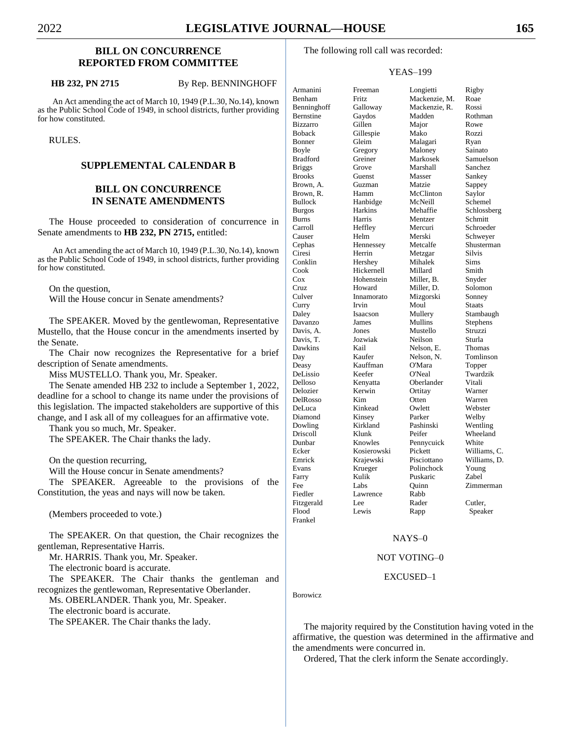## BILL ON CONCURRENCE REPORTED FROM COMMITTEE

**HB 232, PN 2715** By Rep. BENNINGHOFF

An Act amending the act of March 10, 1949 (P.L.30, No.14), known as the Public School Code of 1949, in school districts, further providing for how constituted.

RULES.

## SUPPLEMENTAL CALENDAR B

## BILL ON CONCURRENCE IN SENATE AMENDMENTS

The House proceeded to consideration of concurrence in Senate amendments to **HB 232, PN 2715,** entitled:

An Act amending the act of March 10, 1949 (P.L.30, No.14), known as the Public School Code of 1949, in school districts, further providing for how constituted.

On the question,
Will the House concur in Senate amendments?

The SPEAKER. Moved by the gentlewoman, Representative Mustello, that the House concur in the amendments inserted by the Senate.

The Chair now recognizes the Representative for a brief description of Senate amendments.

Miss MUSTELLO. Thank you, Mr. Speaker.

The Senate amended HB 232 to include a September 1, 2022, deadline for a school to change its name under the provisions of this legislation. The impacted stakeholders are supportive of this change, and I ask all of my colleagues for an affirmative vote.

Thank you so much, Mr. Speaker.

The SPEAKER. The Chair thanks the lady.

On the question recurring,
Will the House concur in Senate amendments?

The SPEAKER. Agreeable to the provisions of the Constitution, the yeas and nays will now be taken.

(Members proceeded to vote.)

The SPEAKER. On that question, the Chair recognizes the gentleman, Representative Harris.

Mr. HARRIS. Thank you, Mr. Speaker.

The electronic board is accurate.

The SPEAKER. The Chair thanks the gentleman and recognizes the gentlewoman, Representative Oberlander.

Ms. OBERLANDER. Thank you, Mr. Speaker.

The electronic board is accurate.

The SPEAKER. The Chair thanks the lady.

The following roll call was recorded:

YEAS–199

| | | | |
|---|---|---|---|
| Armanini | Freeman | Longietti | Rigby |
| Benham | Fritz | Mackenzie, M. | Roae |
| Benninghoff | Galloway | Mackenzie, R. | Rossi |
| Bernstine | Gaydos | Madden | Rothman |
| Bizzarro | Gillen | Major | Rowe |
| Boback | Gillespie | Mako | Rozzi |
| Bonner | Gleim | Malagari | Ryan |
| Boyle | Gregory | Maloney | Sainato |
| Bradford | Greiner | Markosek | Samuelson |
| Briggs | Grove | Marshall | Sanchez |
| Brooks | Guenst | Masser | Sankey |
| Brown, A. | Guzman | Matzie | Sappey |
| Brown, R. | Hamm | McClinton | Saylor |
| Bullock | Hanbidge | McNeill | Schemel |
| Burgos | Harkins | Mehaffie | Schlossberg |
| Burns | Harris | Mentzer | Schmitt |
| Carroll | Heffley | Mercuri | Schroeder |
| Causer | Helm | Merski | Schweyer |
| Cephas | Hennessey | Metcalfe | Shusterman |
| Ciresi | Herrin | Metzgar | Silvis |
| Conklin | Hershey | Mihalek | Sims |
| Cook | Hickernell | Millard | Smith |
| Cox | Hohenstein | Miller, B. | Snyder |
| Cruz | Howard | Miller, D. | Solomon |
| Culver | Innamorato | Mizgorski | Sonney |
| Curry | Irvin | Moul | Staats |
| Daley | Isaacson | Mullery | Stambaugh |
| Davanzo | James | Mullins | Stephens |
| Davis, A. | Jones | Mustello | Struzzi |
| Davis, T. | Jozwiak | Neilson | Sturla |
| Dawkins | Kail | Nelson, E. | Thomas |
| Day | Kaufer | Nelson, N. | Tomlinson |
| Deasy | Kauffman | O'Mara | Topper |
| DeLissio | Keefer | O'Neal | Twardzik |
| Delloso | Kenyatta | Oberlander | Vitali |
| Delozier | Kerwin | Ortitay | Warner |
| DelRosso | Kim | Otten | Warren |
| DeLuca | Kinkead | Owlett | Webster |
| Diamond | Kinsey | Parker | Welby |
| Dowling | Kirkland | Pashinski | Wentling |
| Driscoll | Klunk | Peifer | Wheeland |
| Dunbar | Knowles | Pennycuick | White |
| Ecker | Kosierowski | Pickett | Williams, C. |
| Emrick | Krajewski | Pisciottano | Williams, D. |
| Evans | Krueger | Polinchock | Young |
| Farry | Kulik | Puskaric | Zabel |
| Fee | Labs | Quinn | Zimmerman |
| Fiedler | Lawrence | Rabb | |
| Fitzgerald | Lee | Rader | Cutler, |
| Flood | Lewis | Rapp | Speaker |
| Frankel | | | |

NAYS–0

NOT VOTING–0

EXCUSED–1

Borowicz

The majority required by the Constitution having voted in the affirmative, the question was determined in the affirmative and the amendments were concurred in.

Ordered, That the clerk inform the Senate accordingly.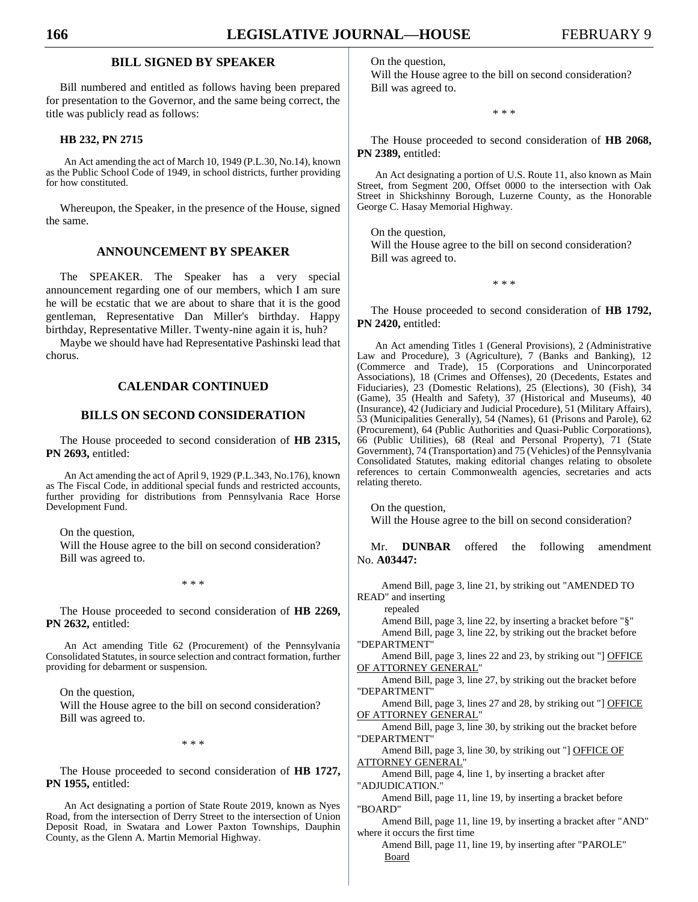## BILL SIGNED BY SPEAKER

Bill numbered and entitled as follows having been prepared for presentation to the Governor, and the same being correct, the title was publicly read as follows:

**HB 232, PN 2715**

An Act amending the act of March 10, 1949 (P.L.30, No.14), known as the Public School Code of 1949, in school districts, further providing for how constituted.

Whereupon, the Speaker, in the presence of the House, signed the same.

## ANNOUNCEMENT BY SPEAKER

The SPEAKER. The Speaker has a very special announcement regarding one of our members, which I am sure he will be ecstatic that we are about to share that it is the good gentleman, Representative Dan Miller's birthday. Happy birthday, Representative Miller. Twenty-nine again it is, huh?

Maybe we should have had Representative Pashinski lead that chorus.

## CALENDAR CONTINUED

## BILLS ON SECOND CONSIDERATION

The House proceeded to second consideration of **HB 2315, PN 2693,** entitled:

An Act amending the act of April 9, 1929 (P.L.343, No.176), known as The Fiscal Code, in additional special funds and restricted accounts, further providing for distributions from Pennsylvania Race Horse Development Fund.

On the question,
Will the House agree to the bill on second consideration?
Bill was agreed to.

\* \* \*

The House proceeded to second consideration of **HB 2269, PN 2632,** entitled:

An Act amending Title 62 (Procurement) of the Pennsylvania Consolidated Statutes, in source selection and contract formation, further providing for debarment or suspension.

On the question,
Will the House agree to the bill on second consideration?
Bill was agreed to.

\* \* \*

The House proceeded to second consideration of **HB 1727, PN 1955,** entitled:

An Act designating a portion of State Route 2019, known as Nyes Road, from the intersection of Derry Street to the intersection of Union Deposit Road, in Swatara and Lower Paxton Townships, Dauphin County, as the Glenn A. Martin Memorial Highway.

On the question,
Will the House agree to the bill on second consideration?
Bill was agreed to.

\* \* \*

The House proceeded to second consideration of **HB 2068, PN 2389,** entitled:

An Act designating a portion of U.S. Route 11, also known as Main Street, from Segment 200, Offset 0000 to the intersection with Oak Street in Shickshinny Borough, Luzerne County, as the Honorable George C. Hasay Memorial Highway.

On the question,
Will the House agree to the bill on second consideration?
Bill was agreed to.

\* \* \*

The House proceeded to second consideration of **HB 1792, PN 2420,** entitled:

An Act amending Titles 1 (General Provisions), 2 (Administrative Law and Procedure), 3 (Agriculture), 7 (Banks and Banking), 12 (Commerce and Trade), 15 (Corporations and Unincorporated Associations), 18 (Crimes and Offenses), 20 (Decedents, Estates and Fiduciaries), 23 (Domestic Relations), 25 (Elections), 30 (Fish), 34 (Game), 35 (Health and Safety), 37 (Historical and Museums), 40 (Insurance), 42 (Judiciary and Judicial Procedure), 51 (Military Affairs), 53 (Municipalities Generally), 54 (Names), 61 (Prisons and Parole), 62 (Procurement), 64 (Public Authorities and Quasi-Public Corporations), 66 (Public Utilities), 68 (Real and Personal Property), 71 (State Government), 74 (Transportation) and 75 (Vehicles) of the Pennsylvania Consolidated Statutes, making editorial changes relating to obsolete references to certain Commonwealth agencies, secretaries and acts relating thereto.

On the question,
Will the House agree to the bill on second consideration?

Mr. **DUNBAR** offered the following amendment No. **A03447:**

Amend Bill, page 3, line 21, by striking out "AMENDED TO READ" and inserting
repealed

Amend Bill, page 3, line 22, by inserting a bracket before "§"

Amend Bill, page 3, line 22, by striking out the bracket before "DEPARTMENT"

Amend Bill, page 3, lines 22 and 23, by striking out "] <u>OFFICE OF ATTORNEY GENERAL</u>"

Amend Bill, page 3, line 27, by striking out the bracket before "DEPARTMENT"

Amend Bill, page 3, lines 27 and 28, by striking out "] <u>OFFICE OF ATTORNEY GENERAL</u>"

Amend Bill, page 3, line 30, by striking out the bracket before "DEPARTMENT"

Amend Bill, page 3, line 30, by striking out "] <u>OFFICE OF ATTORNEY GENERAL</u>"

Amend Bill, page 4, line 1, by inserting a bracket after "ADJUDICATION."

Amend Bill, page 11, line 19, by inserting a bracket before "BOARD"

Amend Bill, page 11, line 19, by inserting a bracket after "AND" where it occurs the first time

Amend Bill, page 11, line 19, by inserting after "PAROLE"
<u>Board</u>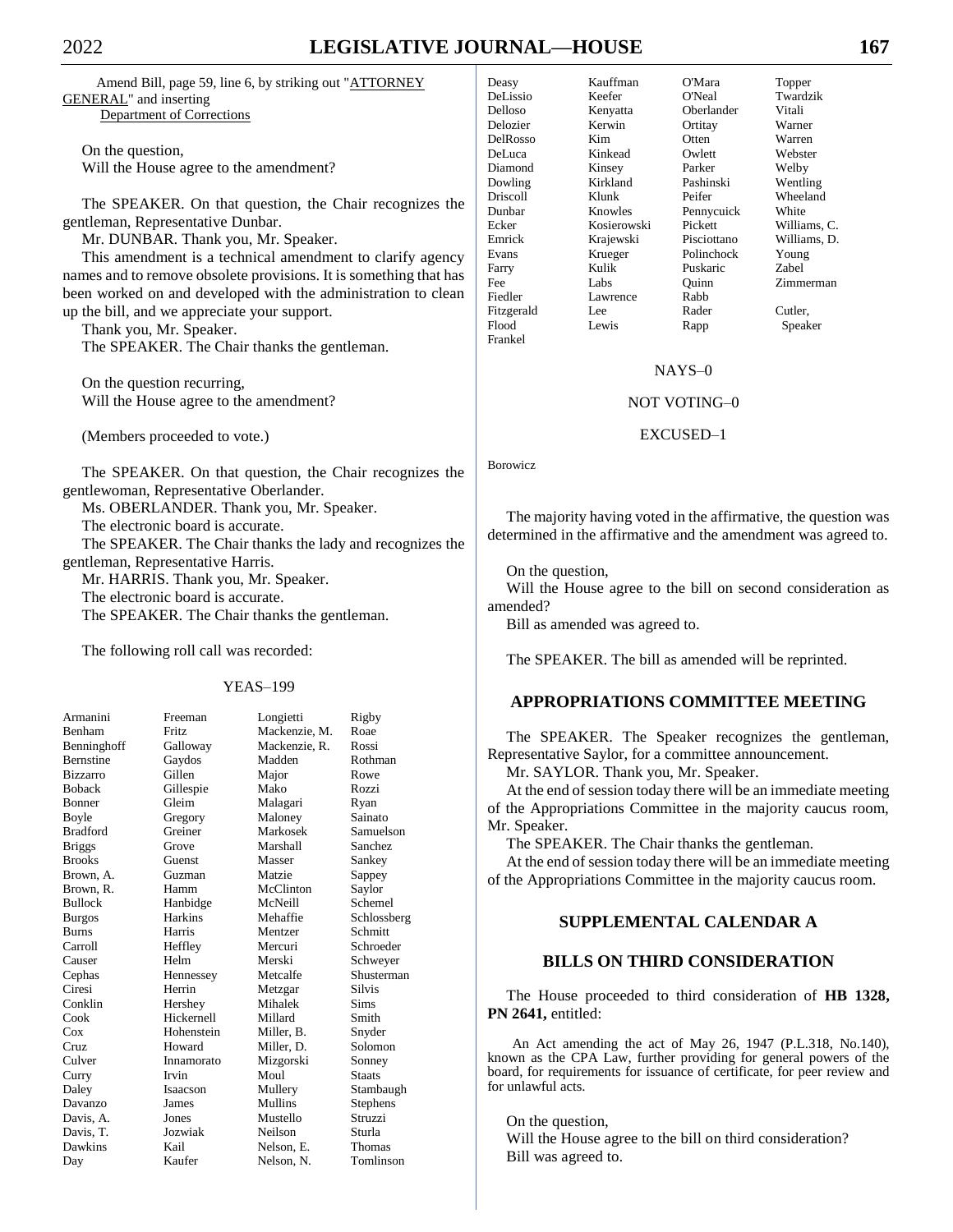Amend Bill, page 59, line 6, by striking out "ATTORNEY GENERAL" and inserting
Department of Corrections

On the question,
Will the House agree to the amendment?

The SPEAKER. On that question, the Chair recognizes the gentleman, Representative Dunbar.

Mr. DUNBAR. Thank you, Mr. Speaker.

This amendment is a technical amendment to clarify agency names and to remove obsolete provisions. It is something that has been worked on and developed with the administration to clean up the bill, and we appreciate your support.

Thank you, Mr. Speaker.

The SPEAKER. The Chair thanks the gentleman.

On the question recurring,
Will the House agree to the amendment?

(Members proceeded to vote.)

The SPEAKER. On that question, the Chair recognizes the gentlewoman, Representative Oberlander.

Ms. OBERLANDER. Thank you, Mr. Speaker.

The electronic board is accurate.

The SPEAKER. The Chair thanks the lady and recognizes the gentleman, Representative Harris.

Mr. HARRIS. Thank you, Mr. Speaker.

The electronic board is accurate.

The SPEAKER. The Chair thanks the gentleman.

The following roll call was recorded:

YEAS–199

| | | | |
|---|---|---|---|
| Armanini | Freeman | Longietti | Rigby |
| Benham | Fritz | Mackenzie, M. | Roae |
| Benninghoff | Galloway | Mackenzie, R. | Rossi |
| Bernstine | Gaydos | Madden | Rothman |
| Bizzarro | Gillen | Major | Rowe |
| Boback | Gillespie | Mako | Rozzi |
| Bonner | Gleim | Malagari | Ryan |
| Boyle | Gregory | Maloney | Sainato |
| Bradford | Greiner | Markosek | Samuelson |
| Briggs | Grove | Marshall | Sanchez |
| Brooks | Guenst | Masser | Sankey |
| Brown, A. | Guzman | Matzie | Sappey |
| Brown, R. | Hamm | McClinton | Saylor |
| Bullock | Hanbidge | McNeill | Schemel |
| Burgos | Harkins | Mehaffie | Schlossberg |
| Burns | Harris | Mentzer | Schmitt |
| Carroll | Heffley | Mercuri | Schroeder |
| Causer | Helm | Merski | Schweyer |
| Cephas | Hennessey | Metcalfe | Shusterman |
| Ciresi | Herrin | Metzgar | Silvis |
| Conklin | Hershey | Mihalek | Sims |
| Cook | Hickernell | Millard | Smith |
| Cox | Hohenstein | Miller, B. | Snyder |
| Cruz | Howard | Miller, D. | Solomon |
| Culver | Innamorato | Mizgorski | Sonney |
| Curry | Irvin | Moul | Staats |
| Daley | Isaacson | Mullery | Stambaugh |
| Davanzo | James | Mullins | Stephens |
| Davis, A. | Jones | Mustello | Struzzi |
| Davis, T. | Jozwiak | Neilson | Sturla |
| Dawkins | Kail | Nelson, E. | Thomas |
| Day | Kaufer | Nelson, N. | Tomlinson |
| Deasy | Kauffman | O'Mara | Topper |
| DeLissio | Keefer | O'Neal | Twardzik |
| Delloso | Kenyatta | Oberlander | Vitali |
| Delozier | Kerwin | Ortitay | Warner |
| DelRosso | Kim | Otten | Warren |
| DeLuca | Kinkead | Owlett | Webster |
| Diamond | Kinsey | Parker | Welby |
| Dowling | Kirkland | Pashinski | Wentling |
| Driscoll | Klunk | Peifer | Wheeland |
| Dunbar | Knowles | Pennycuick | White |
| Ecker | Kosierowski | Pickett | Williams, C. |
| Emrick | Krajewski | Pisciottano | Williams, D. |
| Evans | Krueger | Polinchock | Young |
| Farry | Kulik | Puskaric | Zabel |
| Fee | Labs | Quinn | Zimmerman |
| Fiedler | Lawrence | Rabb | |
| Fitzgerald | Lee | Rader | Cutler, |
| Flood | Lewis | Rapp | Speaker |
| Frankel | | | |

NAYS–0

NOT VOTING–0

EXCUSED–1

Borowicz

The majority having voted in the affirmative, the question was determined in the affirmative and the amendment was agreed to.

On the question,
Will the House agree to the bill on second consideration as amended?

Bill as amended was agreed to.

The SPEAKER. The bill as amended will be reprinted.

## APPROPRIATIONS COMMITTEE MEETING

The SPEAKER. The Speaker recognizes the gentleman, Representative Saylor, for a committee announcement.

Mr. SAYLOR. Thank you, Mr. Speaker.

At the end of session today there will be an immediate meeting of the Appropriations Committee in the majority caucus room, Mr. Speaker.

The SPEAKER. The Chair thanks the gentleman.

At the end of session today there will be an immediate meeting of the Appropriations Committee in the majority caucus room.

## SUPPLEMENTAL CALENDAR A

## BILLS ON THIRD CONSIDERATION

The House proceeded to third consideration of **HB 1328, PN 2641,** entitled:

An Act amending the act of May 26, 1947 (P.L.318, No.140), known as the CPA Law, further providing for general powers of the board, for requirements for issuance of certificate, for peer review and for unlawful acts.

On the question,
Will the House agree to the bill on third consideration?

Bill was agreed to.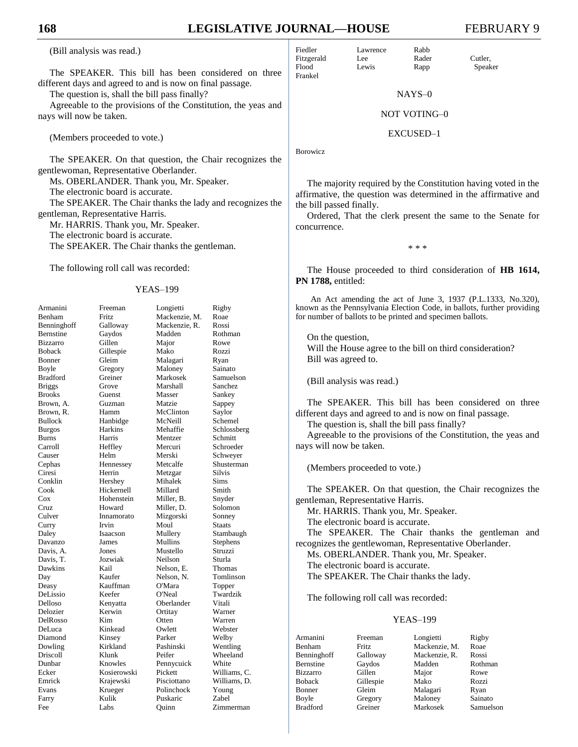(Bill analysis was read.)

The SPEAKER. This bill has been considered on three different days and agreed to and is now on final passage.

The question is, shall the bill pass finally?

Agreeable to the provisions of the Constitution, the yeas and nays will now be taken.

(Members proceeded to vote.)

The SPEAKER. On that question, the Chair recognizes the gentlewoman, Representative Oberlander.

Ms. OBERLANDER. Thank you, Mr. Speaker.

The electronic board is accurate.

The SPEAKER. The Chair thanks the lady and recognizes the gentleman, Representative Harris.

Mr. HARRIS. Thank you, Mr. Speaker.

The electronic board is accurate.

The SPEAKER. The Chair thanks the gentleman.

The following roll call was recorded:

YEAS–199

| | | | |
|---|---|---|---|
| Armanini | Freeman | Longietti | Rigby |
| Benham | Fritz | Mackenzie, M. | Roae |
| Benninghoff | Galloway | Mackenzie, R. | Rossi |
| Bernstine | Gaydos | Madden | Rothman |
| Bizzarro | Gillen | Major | Rowe |
| Boback | Gillespie | Mako | Rozzi |
| Bonner | Gleim | Malagari | Ryan |
| Boyle | Gregory | Maloney | Sainato |
| Bradford | Greiner | Markosek | Samuelson |
| Briggs | Grove | Marshall | Sanchez |
| Brooks | Guenst | Masser | Sankey |
| Brown, A. | Guzman | Matzie | Sappey |
| Brown, R. | Hamm | McClinton | Saylor |
| Bullock | Hanbidge | McNeill | Schemel |
| Burgos | Harkins | Mehaffie | Schlossberg |
| Burns | Harris | Mentzer | Schmitt |
| Carroll | Heffley | Mercuri | Schroeder |
| Causer | Helm | Merski | Schweyer |
| Cephas | Hennessey | Metcalfe | Shusterman |
| Ciresi | Herrin | Metzgar | Silvis |
| Conklin | Hershey | Mihalek | Sims |
| Cook | Hickernell | Millard | Smith |
| Cox | Hohenstein | Miller, B. | Snyder |
| Cruz | Howard | Miller, D. | Solomon |
| Culver | Innamorato | Mizgorski | Sonney |
| Curry | Irvin | Moul | Staats |
| Daley | Isaacson | Mullery | Stambaugh |
| Davanzo | James | Mullins | Stephens |
| Davis, A. | Jones | Mustello | Struzzi |
| Davis, T. | Jozwiak | Neilson | Sturla |
| Dawkins | Kail | Nelson, E. | Thomas |
| Day | Kaufer | Nelson, N. | Tomlinson |
| Deasy | Kauffman | O'Mara | Topper |
| DeLissio | Keefer | O'Neal | Twardzik |
| Delloso | Kenyatta | Oberlander | Vitali |
| Delozier | Kerwin | Ortitay | Warner |
| DelRosso | Kim | Otten | Warren |
| DeLuca | Kinkead | Owlett | Webster |
| Diamond | Kinsey | Parker | Welby |
| Dowling | Kirkland | Pashinski | Wentling |
| Driscoll | Klunk | Peifer | Wheeland |
| Dunbar | Knowles | Pennycuick | White |
| Ecker | Kosierowski | Pickett | Williams, C. |
| Emrick | Krajewski | Pisciottano | Williams, D. |
| Evans | Krueger | Polinchock | Young |
| Farry | Kulik | Puskaric | Zabel |
| Fee | Labs | Quinn | Zimmerman |
| Fiedler | Lawrence | Rabb | |
| Fitzgerald | Lee | Rader | Cutler, |
| Flood | Lewis | Rapp | Speaker |
| Frankel | | | |

NAYS–0

NOT VOTING–0

EXCUSED–1

Borowicz

The majority required by the Constitution having voted in the affirmative, the question was determined in the affirmative and the bill passed finally.

Ordered, That the clerk present the same to the Senate for concurrence.

\* \* \*

The House proceeded to third consideration of **HB 1614, PN 1788,** entitled:

An Act amending the act of June 3, 1937 (P.L.1333, No.320), known as the Pennsylvania Election Code, in ballots, further providing for number of ballots to be printed and specimen ballots.

On the question,

Will the House agree to the bill on third consideration?

Bill was agreed to.

(Bill analysis was read.)

The SPEAKER. This bill has been considered on three different days and agreed to and is now on final passage.

The question is, shall the bill pass finally?

Agreeable to the provisions of the Constitution, the yeas and nays will now be taken.

(Members proceeded to vote.)

The SPEAKER. On that question, the Chair recognizes the gentleman, Representative Harris.

Mr. HARRIS. Thank you, Mr. Speaker.

The electronic board is accurate.

The SPEAKER. The Chair thanks the gentleman and recognizes the gentlewoman, Representative Oberlander.

Ms. OBERLANDER. Thank you, Mr. Speaker.

The electronic board is accurate.

The SPEAKER. The Chair thanks the lady.

The following roll call was recorded:

YEAS–199

| | | | |
|---|---|---|---|
| Armanini | Freeman | Longietti | Rigby |
| Benham | Fritz | Mackenzie, M. | Roae |
| Benninghoff | Galloway | Mackenzie, R. | Rossi |
| Bernstine | Gaydos | Madden | Rothman |
| Bizzarro | Gillen | Major | Rowe |
| Boback | Gillespie | Mako | Rozzi |
| Bonner | Gleim | Malagari | Ryan |
| Boyle | Gregory | Maloney | Sainato |
| Bradford | Greiner | Markosek | Samuelson |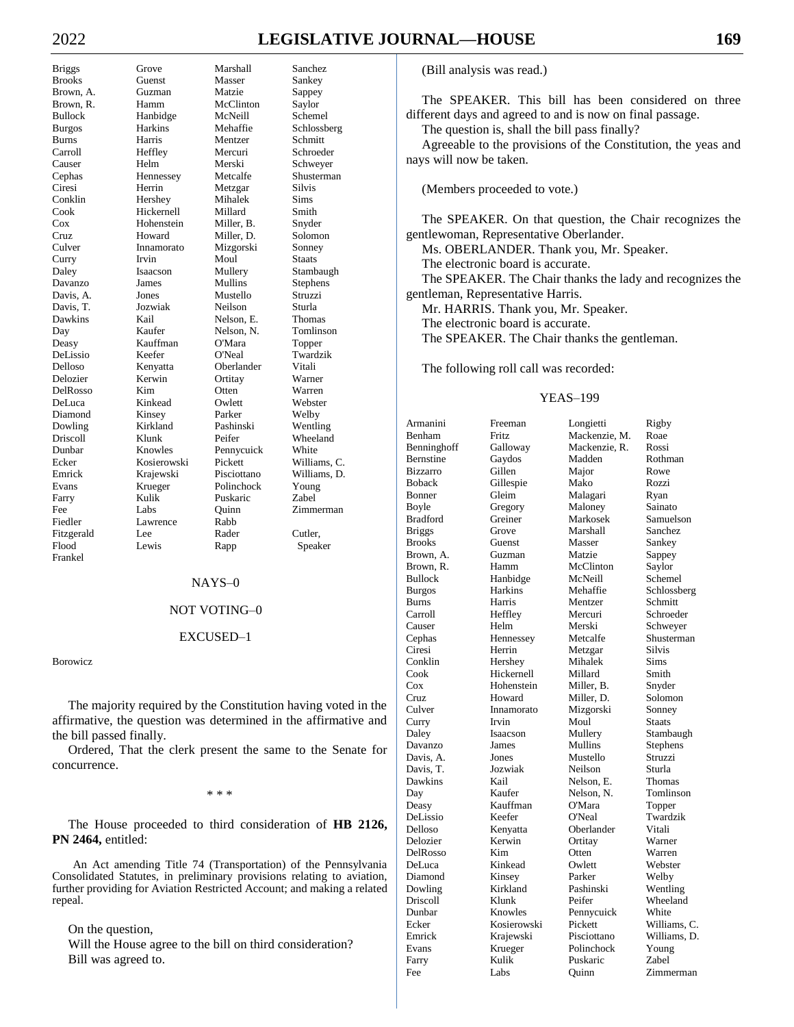| | | | |
|---|---|---|---|
| Briggs | Grove | Marshall | Sanchez |
| Brooks | Guenst | Masser | Sankey |
| Brown, A. | Guzman | Matzie | Sappey |
| Brown, R. | Hamm | McClinton | Saylor |
| Bullock | Hanbidge | McNeill | Schemel |
| Burgos | Harkins | Mehaffie | Schlossberg |
| Burns | Harris | Mentzer | Schmitt |
| Carroll | Heffley | Mercuri | Schroeder |
| Causer | Helm | Merski | Schweyer |
| Cephas | Hennessey | Metcalfe | Shusterman |
| Ciresi | Herrin | Metzgar | Silvis |
| Conklin | Hershey | Mihalek | Sims |
| Cook | Hickernell | Millard | Smith |
| Cox | Hohenstein | Miller, B. | Snyder |
| Cruz | Howard | Miller, D. | Solomon |
| Culver | Innamorato | Mizgorski | Sonney |
| Curry | Irvin | Moul | Staats |
| Daley | Isaacson | Mullery | Stambaugh |
| Davanzo | James | Mullins | Stephens |
| Davis, A. | Jones | Mustello | Struzzi |
| Davis, T. | Jozwiak | Neilson | Sturla |
| Dawkins | Kail | Nelson, E. | Thomas |
| Day | Kaufer | Nelson, N. | Tomlinson |
| Deasy | Kauffman | O'Mara | Topper |
| DeLissio | Keefer | O'Neal | Twardzik |
| Delloso | Kenyatta | Oberlander | Vitali |
| Delozier | Kerwin | Ortitay | Warner |
| DelRosso | Kim | Otten | Warren |
| DeLuca | Kinkead | Owlett | Webster |
| Diamond | Kinsey | Parker | Welby |
| Dowling | Kirkland | Pashinski | Wentling |
| Driscoll | Klunk | Peifer | Wheeland |
| Dunbar | Knowles | Pennycuick | White |
| Ecker | Kosierowski | Pickett | Williams, C. |
| Emrick | Krajewski | Pisciottano | Williams, D. |
| Evans | Krueger | Polinchock | Young |
| Farry | Kulik | Puskaric | Zabel |
| Fee | Labs | Quinn | Zimmerman |
| Fiedler | Lawrence | Rabb | |
| Fitzgerald | Lee | Rader | Cutler, |
| Flood | Lewis | Rapp | Speaker |
| Frankel | | | |

NAYS–0

NOT VOTING–0

EXCUSED–1

Borowicz

The majority required by the Constitution having voted in the affirmative, the question was determined in the affirmative and the bill passed finally.

Ordered, That the clerk present the same to the Senate for concurrence.

\* \* \*

The House proceeded to third consideration of **HB 2126, PN 2464,** entitled:

An Act amending Title 74 (Transportation) of the Pennsylvania Consolidated Statutes, in preliminary provisions relating to aviation, further providing for Aviation Restricted Account; and making a related repeal.

On the question,
Will the House agree to the bill on third consideration?
Bill was agreed to.

(Bill analysis was read.)

The SPEAKER. This bill has been considered on three different days and agreed to and is now on final passage.

The question is, shall the bill pass finally?

Agreeable to the provisions of the Constitution, the yeas and nays will now be taken.

(Members proceeded to vote.)

The SPEAKER. On that question, the Chair recognizes the gentlewoman, Representative Oberlander.

Ms. OBERLANDER. Thank you, Mr. Speaker.

The electronic board is accurate.

The SPEAKER. The Chair thanks the lady and recognizes the gentleman, Representative Harris.

Mr. HARRIS. Thank you, Mr. Speaker.

The electronic board is accurate.

The SPEAKER. The Chair thanks the gentleman.

The following roll call was recorded:

YEAS–199

| | | | |
|---|---|---|---|
| Armanini | Freeman | Longietti | Rigby |
| Benham | Fritz | Mackenzie, M. | Roae |
| Benninghoff | Galloway | Mackenzie, R. | Rossi |
| Bernstine | Gaydos | Madden | Rothman |
| Bizzarro | Gillen | Major | Rowe |
| Boback | Gillespie | Mako | Rozzi |
| Bonner | Gleim | Malagari | Ryan |
| Boyle | Gregory | Maloney | Sainato |
| Bradford | Greiner | Markosek | Samuelson |
| Briggs | Grove | Marshall | Sanchez |
| Brooks | Guenst | Masser | Sankey |
| Brown, A. | Guzman | Matzie | Sappey |
| Brown, R. | Hamm | McClinton | Saylor |
| Bullock | Hanbidge | McNeill | Schemel |
| Burgos | Harkins | Mehaffie | Schlossberg |
| Burns | Harris | Mentzer | Schmitt |
| Carroll | Heffley | Mercuri | Schroeder |
| Causer | Helm | Merski | Schweyer |
| Cephas | Hennessey | Metcalfe | Shusterman |
| Ciresi | Herrin | Metzgar | Silvis |
| Conklin | Hershey | Mihalek | Sims |
| Cook | Hickernell | Millard | Smith |
| Cox | Hohenstein | Miller, B. | Snyder |
| Cruz | Howard | Miller, D. | Solomon |
| Culver | Innamorato | Mizgorski | Sonney |
| Curry | Irvin | Moul | Staats |
| Daley | Isaacson | Mullery | Stambaugh |
| Davanzo | James | Mullins | Stephens |
| Davis, A. | Jones | Mustello | Struzzi |
| Davis, T. | Jozwiak | Neilson | Sturla |
| Dawkins | Kail | Nelson, E. | Thomas |
| Day | Kaufer | Nelson, N. | Tomlinson |
| Deasy | Kauffman | O'Mara | Topper |
| DeLissio | Keefer | O'Neal | Twardzik |
| Delloso | Kenyatta | Oberlander | Vitali |
| Delozier | Kerwin | Ortitay | Warner |
| DelRosso | Kim | Otten | Warren |
| DeLuca | Kinkead | Owlett | Webster |
| Diamond | Kinsey | Parker | Welby |
| Dowling | Kirkland | Pashinski | Wentling |
| Driscoll | Klunk | Peifer | Wheeland |
| Dunbar | Knowles | Pennycuick | White |
| Ecker | Kosierowski | Pickett | Williams, C. |
| Emrick | Krajewski | Pisciottano | Williams, D. |
| Evans | Krueger | Polinchock | Young |
| Farry | Kulik | Puskaric | Zabel |
| Fee | Labs | Quinn | Zimmerman |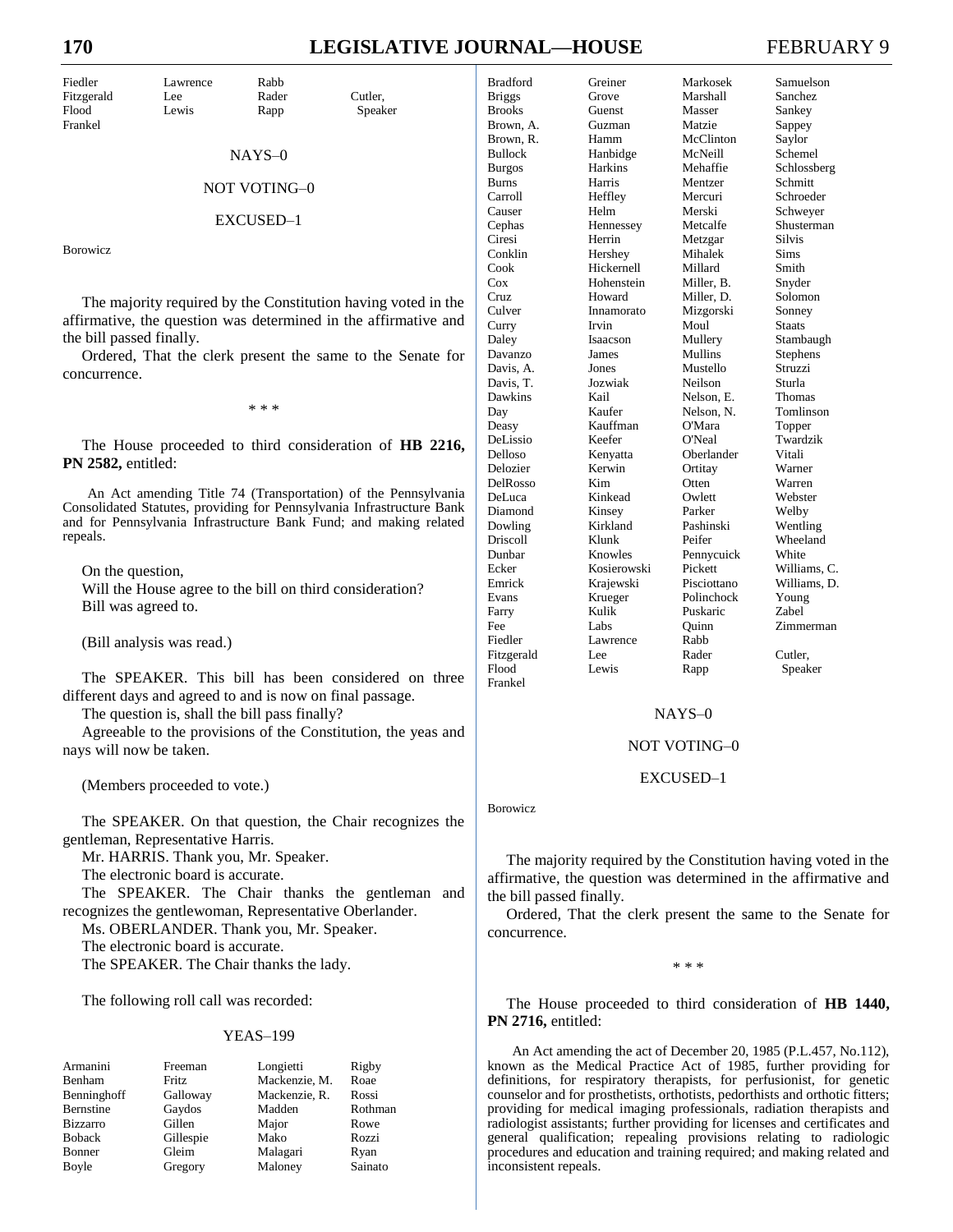| | | | |
|---|---|---|---|
| Fiedler | Lawrence | Rabb | |
| Fitzgerald | Lee | Rader | Cutler, |
| Flood | Lewis | Rapp | Speaker |
| Frankel | | | |

NAYS–0

NOT VOTING–0

EXCUSED–1

Borowicz

The majority required by the Constitution having voted in the affirmative, the question was determined in the affirmative and the bill passed finally.

Ordered, That the clerk present the same to the Senate for concurrence.

\* \* \*

The House proceeded to third consideration of **HB 2216, PN 2582,** entitled:

An Act amending Title 74 (Transportation) of the Pennsylvania Consolidated Statutes, providing for Pennsylvania Infrastructure Bank and for Pennsylvania Infrastructure Bank Fund; and making related repeals.

On the question,
Will the House agree to the bill on third consideration?
Bill was agreed to.

(Bill analysis was read.)

The SPEAKER. This bill has been considered on three different days and agreed to and is now on final passage.

The question is, shall the bill pass finally?

Agreeable to the provisions of the Constitution, the yeas and nays will now be taken.

(Members proceeded to vote.)

The SPEAKER. On that question, the Chair recognizes the gentleman, Representative Harris.

Mr. HARRIS. Thank you, Mr. Speaker.

The electronic board is accurate.

The SPEAKER. The Chair thanks the gentleman and recognizes the gentlewoman, Representative Oberlander.

Ms. OBERLANDER. Thank you, Mr. Speaker.

The electronic board is accurate.

The SPEAKER. The Chair thanks the lady.

The following roll call was recorded:

YEAS–199

| | | | |
|---|---|---|---|
| Armanini | Freeman | Longietti | Rigby |
| Benham | Fritz | Mackenzie, M. | Roae |
| Benninghoff | Galloway | Mackenzie, R. | Rossi |
| Bernstine | Gaydos | Madden | Rothman |
| Bizzarro | Gillen | Major | Rowe |
| Boback | Gillespie | Mako | Rozzi |
| Bonner | Gleim | Malagari | Ryan |
| Boyle | Gregory | Maloney | Sainato |
| Bradford | Greiner | Markosek | Samuelson |
| Briggs | Grove | Marshall | Sanchez |
| Brooks | Guenst | Masser | Sankey |
| Brown, A. | Guzman | Matzie | Sappey |
| Brown, R. | Hamm | McClinton | Saylor |
| Bullock | Hanbidge | McNeill | Schemel |
| Burgos | Harkins | Mehaffie | Schlossberg |
| Burns | Harris | Mentzer | Schmitt |
| Carroll | Heffley | Mercuri | Schroeder |
| Causer | Helm | Merski | Schweyer |
| Cephas | Hennessey | Metcalfe | Shusterman |
| Ciresi | Herrin | Metzgar | Silvis |
| Conklin | Hershey | Mihalek | Sims |
| Cook | Hickernell | Millard | Smith |
| Cox | Hohenstein | Miller, B. | Snyder |
| Cruz | Howard | Miller, D. | Solomon |
| Culver | Innamorato | Mizgorski | Sonney |
| Curry | Irvin | Moul | Staats |
| Daley | Isaacson | Mullery | Stambaugh |
| Davanzo | James | Mullins | Stephens |
| Davis, A. | Jones | Mustello | Struzzi |
| Davis, T. | Jozwiak | Neilson | Sturla |
| Dawkins | Kail | Nelson, E. | Thomas |
| Day | Kaufer | Nelson, N. | Tomlinson |
| Deasy | Kauffman | O'Mara | Topper |
| DeLissio | Keefer | O'Neal | Twardzik |
| Delloso | Kenyatta | Oberlander | Vitali |
| Delozier | Kerwin | Ortitay | Warner |
| DelRosso | Kim | Otten | Warren |
| DeLuca | Kinkead | Owlett | Webster |
| Diamond | Kinsey | Parker | Welby |
| Dowling | Kirkland | Pashinski | Wentling |
| Driscoll | Klunk | Peifer | Wheeland |
| Dunbar | Knowles | Pennycuick | White |
| Ecker | Kosierowski | Pickett | Williams, C. |
| Emrick | Krajewski | Pisciottano | Williams, D. |
| Evans | Krueger | Polinchock | Young |
| Farry | Kulik | Puskaric | Zabel |
| Fee | Labs | Quinn | Zimmerman |
| Fiedler | Lawrence | Rabb | |
| Fitzgerald | Lee | Rader | Cutler, |
| Flood | Lewis | Rapp | Speaker |
| Frankel | | | |

NAYS–0

NOT VOTING–0

EXCUSED–1

Borowicz

The majority required by the Constitution having voted in the affirmative, the question was determined in the affirmative and the bill passed finally.

Ordered, That the clerk present the same to the Senate for concurrence.

\* \* \*

The House proceeded to third consideration of **HB 1440, PN 2716,** entitled:

An Act amending the act of December 20, 1985 (P.L.457, No.112), known as the Medical Practice Act of 1985, further providing for definitions, for respiratory therapists, for perfusionist, for genetic counselor and for prosthetists, orthotists, pedorthists and orthotic fitters; providing for medical imaging professionals, radiation therapists and radiologist assistants; further providing for licenses and certificates and general qualification; repealing provisions relating to radiologic procedures and education and training required; and making related and inconsistent repeals.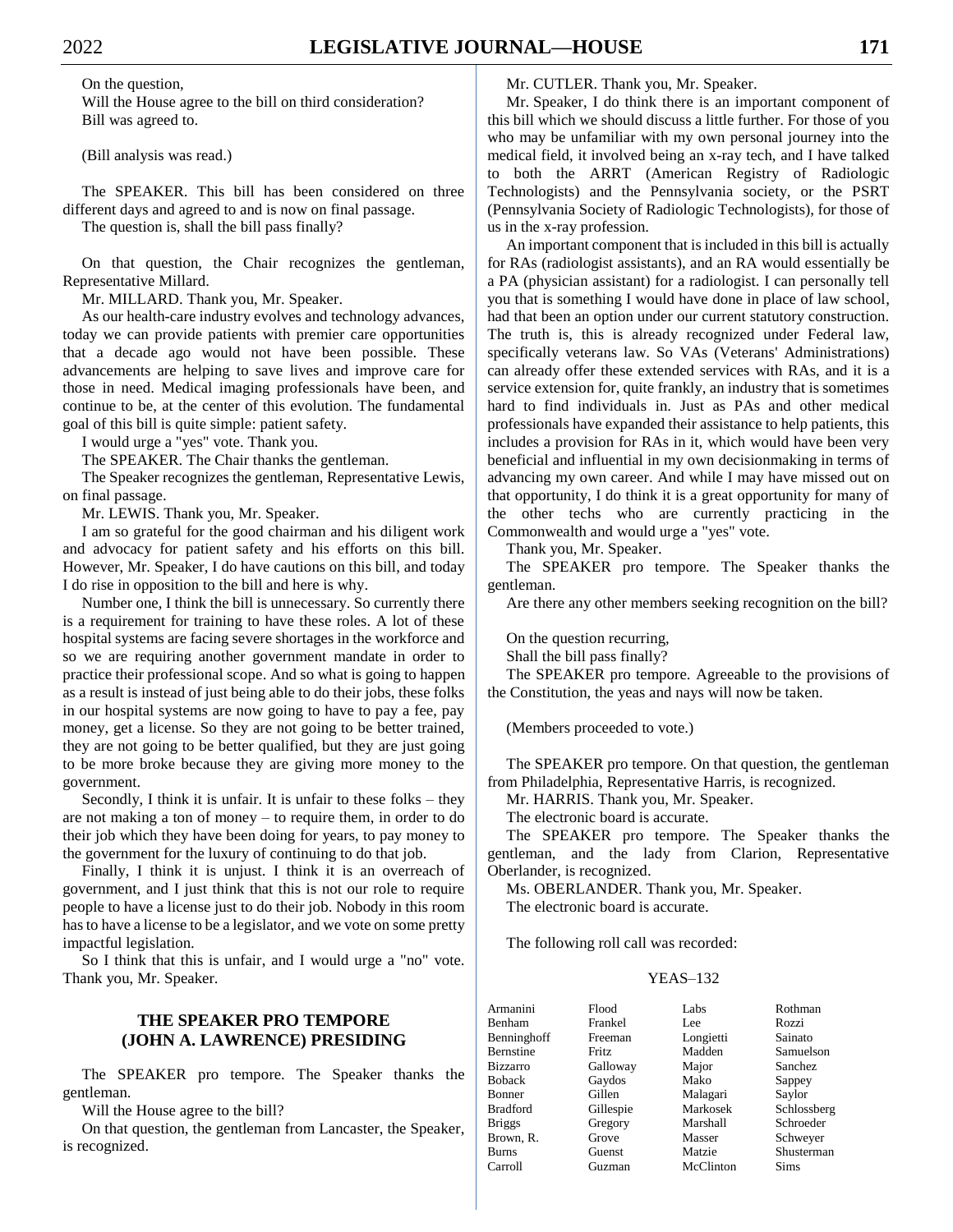On the question,

Will the House agree to the bill on third consideration?

Bill was agreed to.

(Bill analysis was read.)

The SPEAKER. This bill has been considered on three different days and agreed to and is now on final passage.

The question is, shall the bill pass finally?

On that question, the Chair recognizes the gentleman, Representative Millard.

Mr. MILLARD. Thank you, Mr. Speaker.

As our health-care industry evolves and technology advances, today we can provide patients with premier care opportunities that a decade ago would not have been possible. These advancements are helping to save lives and improve care for those in need. Medical imaging professionals have been, and continue to be, at the center of this evolution. The fundamental goal of this bill is quite simple: patient safety.

I would urge a "yes" vote. Thank you.

The SPEAKER. The Chair thanks the gentleman.

The Speaker recognizes the gentleman, Representative Lewis, on final passage.

Mr. LEWIS. Thank you, Mr. Speaker.

I am so grateful for the good chairman and his diligent work and advocacy for patient safety and his efforts on this bill. However, Mr. Speaker, I do have cautions on this bill, and today I do rise in opposition to the bill and here is why.

Number one, I think the bill is unnecessary. So currently there is a requirement for training to have these roles. A lot of these hospital systems are facing severe shortages in the workforce and so we are requiring another government mandate in order to practice their professional scope. And so what is going to happen as a result is instead of just being able to do their jobs, these folks in our hospital systems are now going to have to pay a fee, pay money, get a license. So they are not going to be better trained, they are not going to be better qualified, but they are just going to be more broke because they are giving more money to the government.

Secondly, I think it is unfair. It is unfair to these folks – they are not making a ton of money – to require them, in order to do their job which they have been doing for years, to pay money to the government for the luxury of continuing to do that job.

Finally, I think it is unjust. I think it is an overreach of government, and I just think that this is not our role to require people to have a license just to do their job. Nobody in this room has to have a license to be a legislator, and we vote on some pretty impactful legislation.

So I think that this is unfair, and I would urge a "no" vote. Thank you, Mr. Speaker.

## THE SPEAKER PRO TEMPORE (JOHN A. LAWRENCE) PRESIDING

The SPEAKER pro tempore. The Speaker thanks the gentleman.

Will the House agree to the bill?

On that question, the gentleman from Lancaster, the Speaker, is recognized.

Mr. CUTLER. Thank you, Mr. Speaker.

Mr. Speaker, I do think there is an important component of this bill which we should discuss a little further. For those of you who may be unfamiliar with my own personal journey into the medical field, it involved being an x-ray tech, and I have talked to both the ARRT (American Registry of Radiologic Technologists) and the Pennsylvania society, or the PSRT (Pennsylvania Society of Radiologic Technologists), for those of us in the x-ray profession.

An important component that is included in this bill is actually for RAs (radiologist assistants), and an RA would essentially be a PA (physician assistant) for a radiologist. I can personally tell you that is something I would have done in place of law school, had that been an option under our current statutory construction. The truth is, this is already recognized under Federal law, specifically veterans law. So VAs (Veterans' Administrations) can already offer these extended services with RAs, and it is a service extension for, quite frankly, an industry that is sometimes hard to find individuals in. Just as PAs and other medical professionals have expanded their assistance to help patients, this includes a provision for RAs in it, which would have been very beneficial and influential in my own decisionmaking in terms of advancing my own career. And while I may have missed out on that opportunity, I do think it is a great opportunity for many of the other techs who are currently practicing in the Commonwealth and would urge a "yes" vote.

Thank you, Mr. Speaker.

The SPEAKER pro tempore. The Speaker thanks the gentleman.

Are there any other members seeking recognition on the bill?

On the question recurring,

Shall the bill pass finally?

The SPEAKER pro tempore. Agreeable to the provisions of the Constitution, the yeas and nays will now be taken.

(Members proceeded to vote.)

The SPEAKER pro tempore. On that question, the gentleman from Philadelphia, Representative Harris, is recognized.

Mr. HARRIS. Thank you, Mr. Speaker.

The electronic board is accurate.

The SPEAKER pro tempore. The Speaker thanks the gentleman, and the lady from Clarion, Representative Oberlander, is recognized.

Ms. OBERLANDER. Thank you, Mr. Speaker.

The electronic board is accurate.

The following roll call was recorded:

YEAS–132

| | | | |
|---|---|---|---|
| Armanini | Flood | Labs | Rothman |
| Benham | Frankel | Lee | Rozzi |
| Benninghoff | Freeman | Longietti | Sainato |
| Bernstine | Fritz | Madden | Samuelson |
| Bizzarro | Galloway | Major | Sanchez |
| Boback | Gaydos | Mako | Sappey |
| Bonner | Gillen | Malagari | Saylor |
| Bradford | Gillespie | Markosek | Schlossberg |
| Briggs | Gregory | Marshall | Schroeder |
| Brown, R. | Grove | Masser | Schweyer |
| Burns | Guenst | Matzie | Shusterman |
| Carroll | Guzman | McClinton | Sims |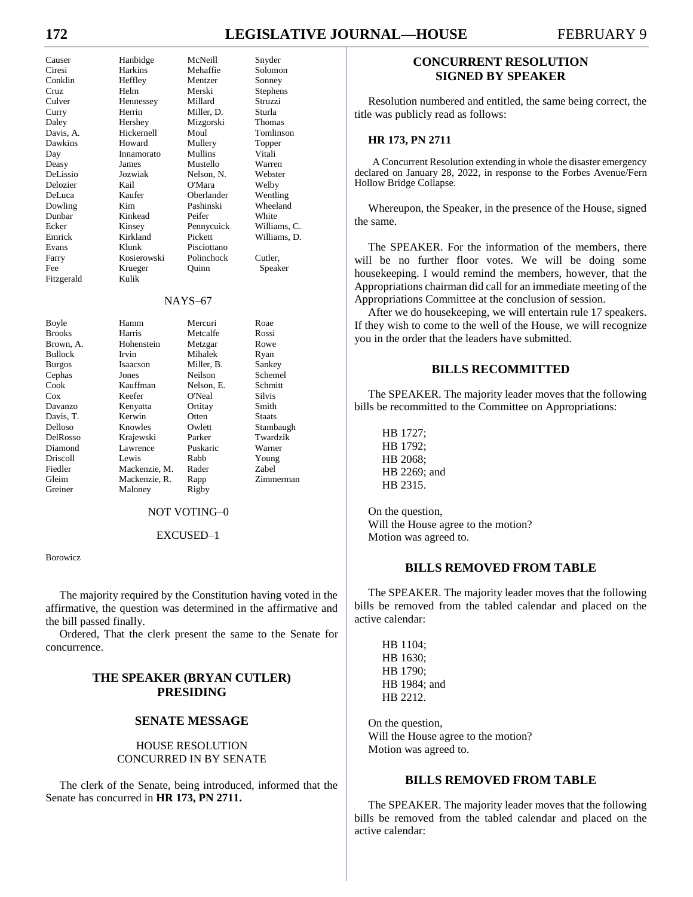| | | | |
|---|---|---|---|
| Causer | Hanbidge | McNeill | Snyder |
| Ciresi | Harkins | Mehaffie | Solomon |
| Conklin | Heffley | Mentzer | Sonney |
| Cruz | Helm | Merski | Stephens |
| Culver | Hennessey | Millard | Struzzi |
| Curry | Herrin | Miller, D. | Sturla |
| Daley | Hershey | Mizgorski | Thomas |
| Davis, A. | Hickernell | Moul | Tomlinson |
| Dawkins | Howard | Mullery | Topper |
| Day | Innamorato | Mullins | Vitali |
| Deasy | James | Mustello | Warren |
| DeLissio | Jozwiak | Nelson, N. | Webster |
| Delozier | Kail | O'Mara | Welby |
| DeLuca | Kaufer | Oberlander | Wentling |
| Dowling | Kim | Pashinski | Wheeland |
| Dunbar | Kinkead | Peifer | White |
| Ecker | Kinsey | Pennycuick | Williams, C. |
| Emrick | Kirkland | Pickett | Williams, D. |
| Evans | Klunk | Pisciottano | |
| Farry | Kosierowski | Polinchock | Cutler, |
| Fee | Krueger | Quinn | Speaker |
| Fitzgerald | Kulik | | |

NAYS–67

| | | | |
|---|---|---|---|
| Boyle | Hamm | Mercuri | Roae |
| Brooks | Harris | Metcalfe | Rossi |
| Brown, A. | Hohenstein | Metzgar | Rowe |
| Bullock | Irvin | Mihalek | Ryan |
| Burgos | Isaacson | Miller, B. | Sankey |
| Cephas | Jones | Neilson | Schemel |
| Cook | Kauffman | Nelson, E. | Schmitt |
| Cox | Keefer | O'Neal | Silvis |
| Davanzo | Kenyatta | Ortitay | Smith |
| Davis, T. | Kerwin | Otten | Staats |
| Delloso | Knowles | Owlett | Stambaugh |
| DelRosso | Krajewski | Parker | Twardzik |
| Diamond | Lawrence | Puskaric | Warner |
| Driscoll | Lewis | Rabb | Young |
| Fiedler | Mackenzie, M. | Rader | Zabel |
| Gleim | Mackenzie, R. | Rapp | Zimmerman |
| Greiner | Maloney | Rigby | |

NOT VOTING–0

EXCUSED–1

Borowicz

The majority required by the Constitution having voted in the affirmative, the question was determined in the affirmative and the bill passed finally.

Ordered, That the clerk present the same to the Senate for concurrence.

## THE SPEAKER (BRYAN CUTLER) PRESIDING

## SENATE MESSAGE

### HOUSE RESOLUTION CONCURRED IN BY SENATE

The clerk of the Senate, being introduced, informed that the Senate has concurred in **HR 173, PN 2711.**

## CONCURRENT RESOLUTION SIGNED BY SPEAKER

Resolution numbered and entitled, the same being correct, the title was publicly read as follows:

**HR 173, PN 2711**

A Concurrent Resolution extending in whole the disaster emergency declared on January 28, 2022, in response to the Forbes Avenue/Fern Hollow Bridge Collapse.

Whereupon, the Speaker, in the presence of the House, signed the same.

The SPEAKER. For the information of the members, there will be no further floor votes. We will be doing some housekeeping. I would remind the members, however, that the Appropriations chairman did call for an immediate meeting of the Appropriations Committee at the conclusion of session.

After we do housekeeping, we will entertain rule 17 speakers. If they wish to come to the well of the House, we will recognize you in the order that the leaders have submitted.

## BILLS RECOMMITTED

The SPEAKER. The majority leader moves that the following bills be recommitted to the Committee on Appropriations:

HB 1727;
HB 1792;
HB 2068;
HB 2269; and
HB 2315.

On the question,
Will the House agree to the motion?
Motion was agreed to.

## BILLS REMOVED FROM TABLE

The SPEAKER. The majority leader moves that the following bills be removed from the tabled calendar and placed on the active calendar:

HB 1104;
HB 1630;
HB 1790;
HB 1984; and
HB 2212.

On the question,
Will the House agree to the motion?
Motion was agreed to.

## BILLS REMOVED FROM TABLE

The SPEAKER. The majority leader moves that the following bills be removed from the tabled calendar and placed on the active calendar: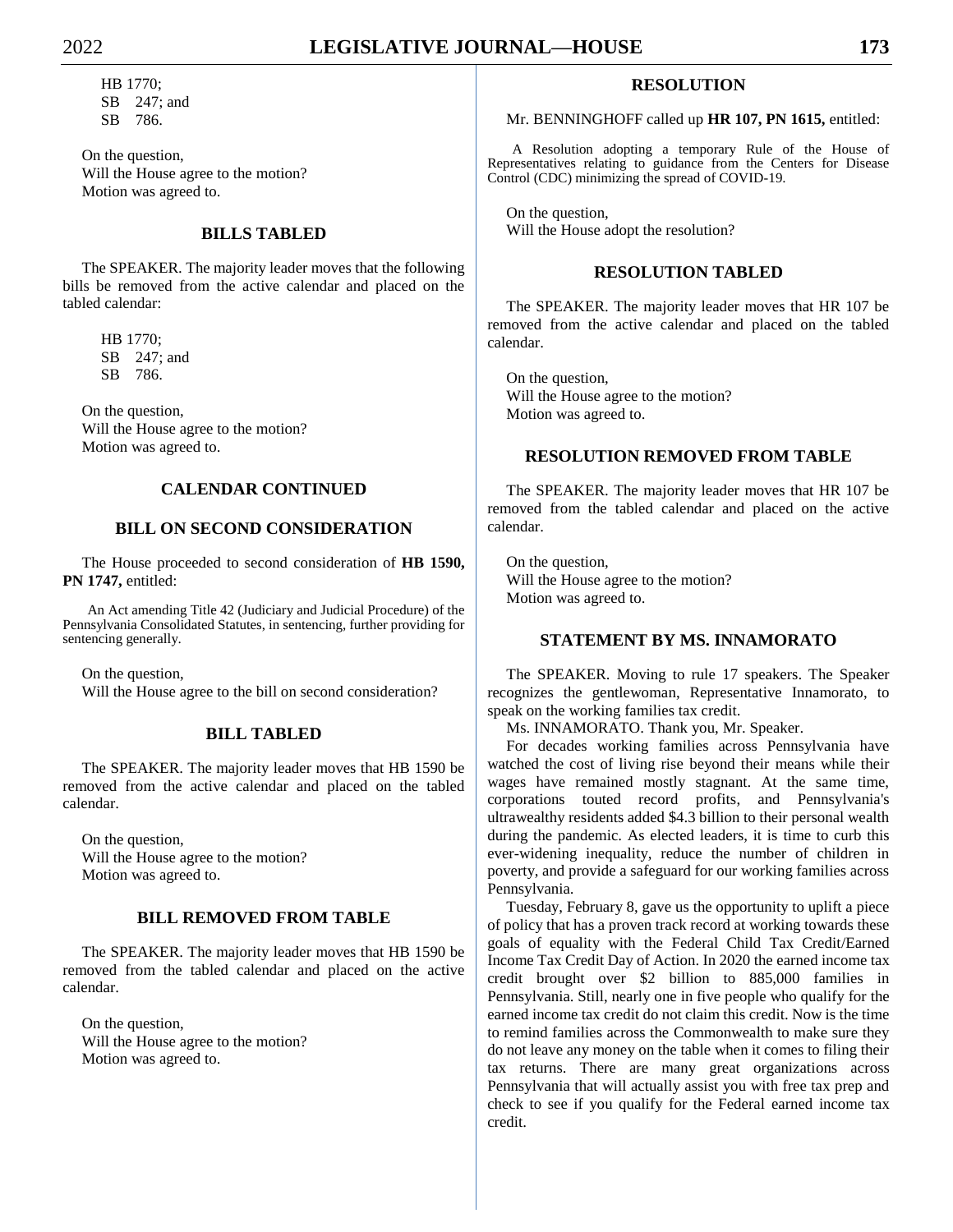HB 1770;
SB 247; and
SB 786.

On the question,
Will the House agree to the motion?
Motion was agreed to.

## BILLS TABLED

The SPEAKER. The majority leader moves that the following bills be removed from the active calendar and placed on the tabled calendar:

HB 1770;
SB 247; and
SB 786.

On the question,
Will the House agree to the motion?
Motion was agreed to.

## CALENDAR CONTINUED

## BILL ON SECOND CONSIDERATION

The House proceeded to second consideration of **HB 1590, PN 1747,** entitled:

An Act amending Title 42 (Judiciary and Judicial Procedure) of the Pennsylvania Consolidated Statutes, in sentencing, further providing for sentencing generally.

On the question,
Will the House agree to the bill on second consideration?

## BILL TABLED

The SPEAKER. The majority leader moves that HB 1590 be removed from the active calendar and placed on the tabled calendar.

On the question,
Will the House agree to the motion?
Motion was agreed to.

## BILL REMOVED FROM TABLE

The SPEAKER. The majority leader moves that HB 1590 be removed from the tabled calendar and placed on the active calendar.

On the question,
Will the House agree to the motion?
Motion was agreed to.

## RESOLUTION

Mr. BENNINGHOFF called up **HR 107, PN 1615,** entitled:

A Resolution adopting a temporary Rule of the House of Representatives relating to guidance from the Centers for Disease Control (CDC) minimizing the spread of COVID-19.

On the question,
Will the House adopt the resolution?

## RESOLUTION TABLED

The SPEAKER. The majority leader moves that HR 107 be removed from the active calendar and placed on the tabled calendar.

On the question,
Will the House agree to the motion?
Motion was agreed to.

## RESOLUTION REMOVED FROM TABLE

The SPEAKER. The majority leader moves that HR 107 be removed from the tabled calendar and placed on the active calendar.

On the question,
Will the House agree to the motion?
Motion was agreed to.

## STATEMENT BY MS. INNAMORATO

The SPEAKER. Moving to rule 17 speakers. The Speaker recognizes the gentlewoman, Representative Innamorato, to speak on the working families tax credit.

Ms. INNAMORATO. Thank you, Mr. Speaker.

For decades working families across Pennsylvania have watched the cost of living rise beyond their means while their wages have remained mostly stagnant. At the same time, corporations touted record profits, and Pennsylvania's ultrawealthy residents added $4.3 billion to their personal wealth during the pandemic. As elected leaders, it is time to curb this ever-widening inequality, reduce the number of children in poverty, and provide a safeguard for our working families across Pennsylvania.

Tuesday, February 8, gave us the opportunity to uplift a piece of policy that has a proven track record at working towards these goals of equality with the Federal Child Tax Credit/Earned Income Tax Credit Day of Action. In 2020 the earned income tax credit brought over $2 billion to 885,000 families in Pennsylvania. Still, nearly one in five people who qualify for the earned income tax credit do not claim this credit. Now is the time to remind families across the Commonwealth to make sure they do not leave any money on the table when it comes to filing their tax returns. There are many great organizations across Pennsylvania that will actually assist you with free tax prep and check to see if you qualify for the Federal earned income tax credit.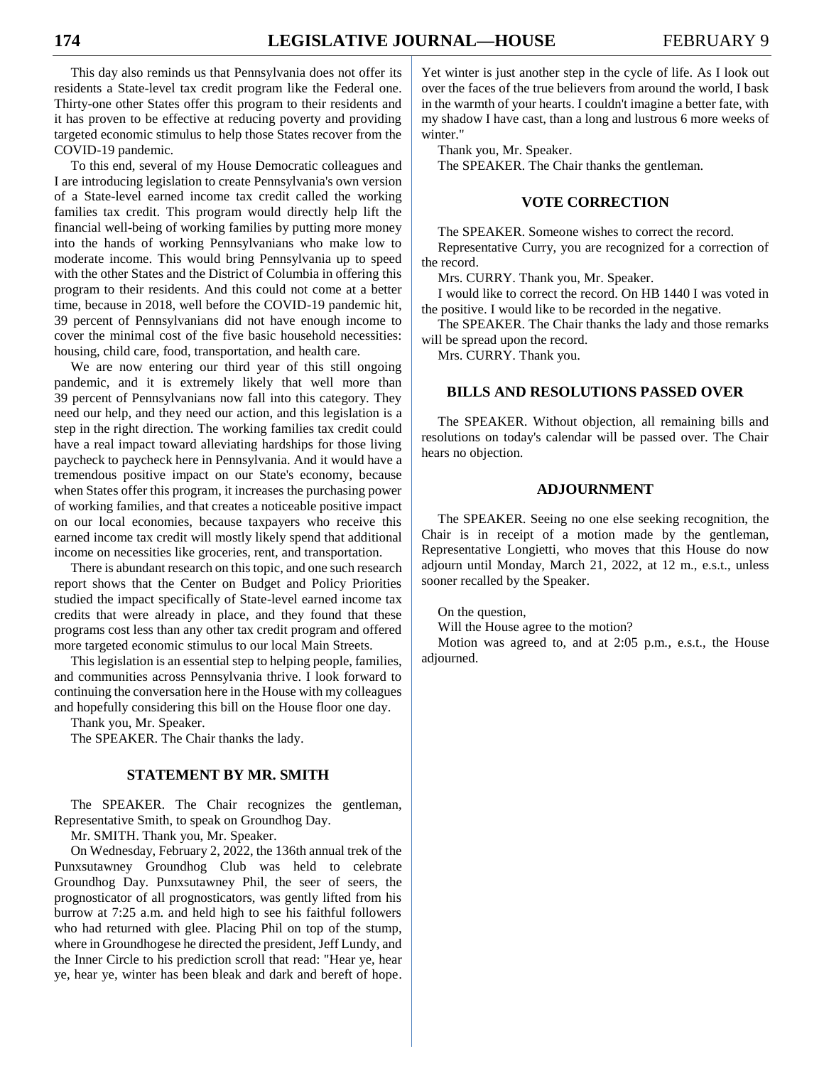This day also reminds us that Pennsylvania does not offer its residents a State-level tax credit program like the Federal one. Thirty-one other States offer this program to their residents and it has proven to be effective at reducing poverty and providing targeted economic stimulus to help those States recover from the COVID-19 pandemic.

To this end, several of my House Democratic colleagues and I are introducing legislation to create Pennsylvania's own version of a State-level earned income tax credit called the working families tax credit. This program would directly help lift the financial well-being of working families by putting more money into the hands of working Pennsylvanians who make low to moderate income. This would bring Pennsylvania up to speed with the other States and the District of Columbia in offering this program to their residents. And this could not come at a better time, because in 2018, well before the COVID-19 pandemic hit, 39 percent of Pennsylvanians did not have enough income to cover the minimal cost of the five basic household necessities: housing, child care, food, transportation, and health care.

We are now entering our third year of this still ongoing pandemic, and it is extremely likely that well more than 39 percent of Pennsylvanians now fall into this category. They need our help, and they need our action, and this legislation is a step in the right direction. The working families tax credit could have a real impact toward alleviating hardships for those living paycheck to paycheck here in Pennsylvania. And it would have a tremendous positive impact on our State's economy, because when States offer this program, it increases the purchasing power of working families, and that creates a noticeable positive impact on our local economies, because taxpayers who receive this earned income tax credit will mostly likely spend that additional income on necessities like groceries, rent, and transportation.

There is abundant research on this topic, and one such research report shows that the Center on Budget and Policy Priorities studied the impact specifically of State-level earned income tax credits that were already in place, and they found that these programs cost less than any other tax credit program and offered more targeted economic stimulus to our local Main Streets.

This legislation is an essential step to helping people, families, and communities across Pennsylvania thrive. I look forward to continuing the conversation here in the House with my colleagues and hopefully considering this bill on the House floor one day.

Thank you, Mr. Speaker.

The SPEAKER. The Chair thanks the lady.

## STATEMENT BY MR. SMITH

The SPEAKER. The Chair recognizes the gentleman, Representative Smith, to speak on Groundhog Day.

Mr. SMITH. Thank you, Mr. Speaker.

On Wednesday, February 2, 2022, the 136th annual trek of the Punxsutawney Groundhog Club was held to celebrate Groundhog Day. Punxsutawney Phil, the seer of seers, the prognosticator of all prognosticators, was gently lifted from his burrow at 7:25 a.m. and held high to see his faithful followers who had returned with glee. Placing Phil on top of the stump, where in Groundhogese he directed the president, Jeff Lundy, and the Inner Circle to his prediction scroll that read: "Hear ye, hear ye, hear ye, winter has been bleak and dark and bereft of hope. Yet winter is just another step in the cycle of life. As I look out over the faces of the true believers from around the world, I bask in the warmth of your hearts. I couldn't imagine a better fate, with my shadow I have cast, than a long and lustrous 6 more weeks of winter."

Thank you, Mr. Speaker.

The SPEAKER. The Chair thanks the gentleman.

## VOTE CORRECTION

The SPEAKER. Someone wishes to correct the record.

Representative Curry, you are recognized for a correction of the record.

Mrs. CURRY. Thank you, Mr. Speaker.

I would like to correct the record. On HB 1440 I was voted in the positive. I would like to be recorded in the negative.

The SPEAKER. The Chair thanks the lady and those remarks will be spread upon the record.

Mrs. CURRY. Thank you.

## BILLS AND RESOLUTIONS PASSED OVER

The SPEAKER. Without objection, all remaining bills and resolutions on today's calendar will be passed over. The Chair hears no objection.

## ADJOURNMENT

The SPEAKER. Seeing no one else seeking recognition, the Chair is in receipt of a motion made by the gentleman, Representative Longietti, who moves that this House do now adjourn until Monday, March 21, 2022, at 12 m., e.s.t., unless sooner recalled by the Speaker.

On the question,

Will the House agree to the motion?

Motion was agreed to, and at 2:05 p.m., e.s.t., the House adjourned.